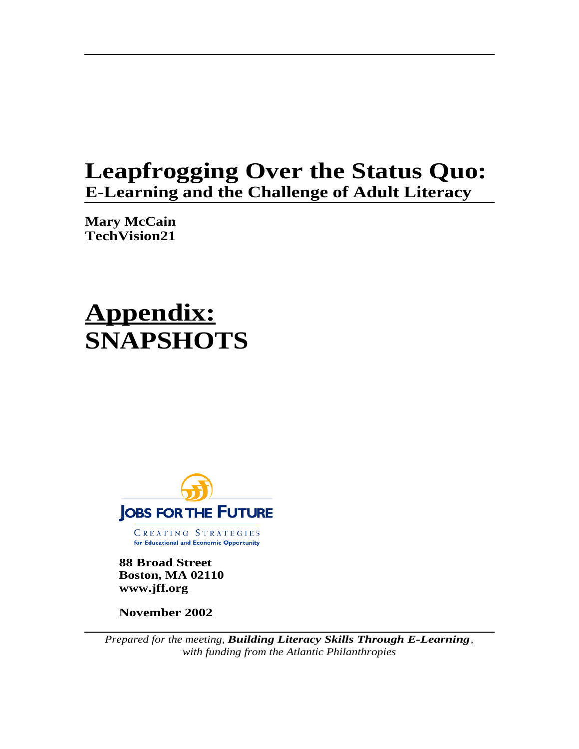# Leapfrogging Over the Status Quo:

## E-Learning and the Challenge of Adult Literacy

**Mary McCain**
**TechVision21**

# Appendix:
# SNAPSHOTS

**JOBS FOR THE FUTURE**

CREATING STRATEGIES
for Educational and Economic Opportunity

**88 Broad Street**
**Boston, MA 02110**
**www.jff.org**

**November 2002**

*Prepared for the meeting,* ***Building Literacy Skills Through E-Learning****,*
*with funding from the Atlantic Philanthropies*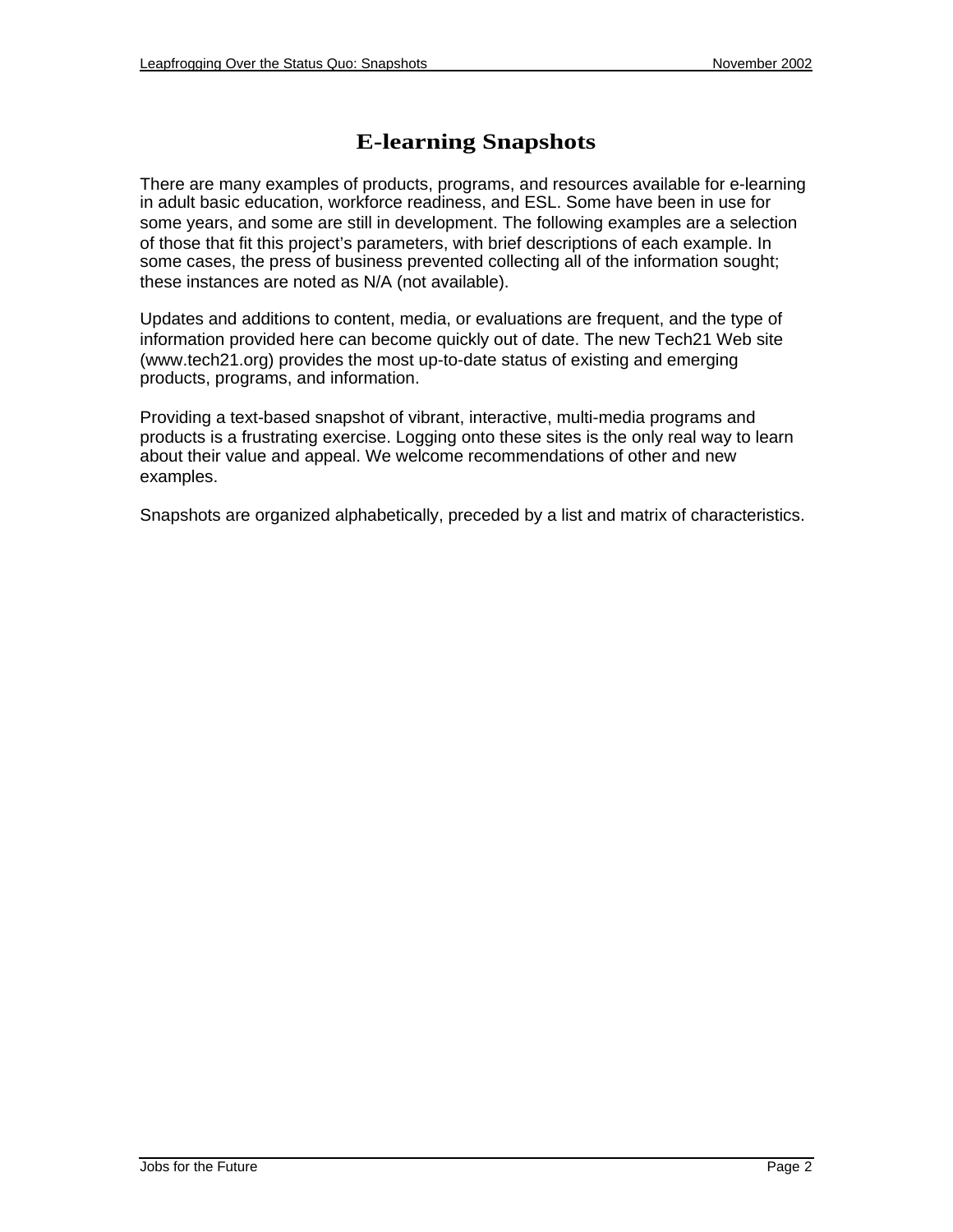# E-learning Snapshots

There are many examples of products, programs, and resources available for e-learning in adult basic education, workforce readiness, and ESL. Some have been in use for some years, and some are still in development. The following examples are a selection of those that fit this project's parameters, with brief descriptions of each example. In some cases, the press of business prevented collecting all of the information sought; these instances are noted as N/A (not available).

Updates and additions to content, media, or evaluations are frequent, and the type of information provided here can become quickly out of date. The new Tech21 Web site (www.tech21.org) provides the most up-to-date status of existing and emerging products, programs, and information.

Providing a text-based snapshot of vibrant, interactive, multi-media programs and products is a frustrating exercise. Logging onto these sites is the only real way to learn about their value and appeal. We welcome recommendations of other and new examples.

Snapshots are organized alphabetically, preceded by a list and matrix of characteristics.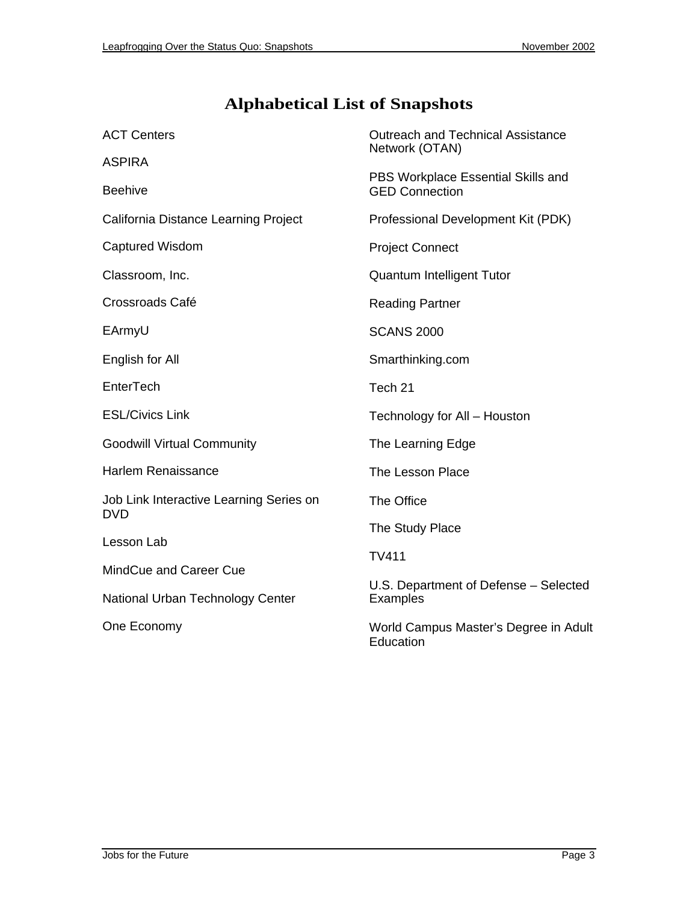# Alphabetical List of Snapshots

ACT Centers

ASPIRA

Beehive

California Distance Learning Project

Captured Wisdom

Classroom, Inc.

Crossroads Café

EArmyU

English for All

EnterTech

ESL/Civics Link

Goodwill Virtual Community

Harlem Renaissance

Job Link Interactive Learning Series on DVD

Lesson Lab

MindCue and Career Cue

National Urban Technology Center

One Economy

Outreach and Technical Assistance Network (OTAN)

PBS Workplace Essential Skills and GED Connection

Professional Development Kit (PDK)

Project Connect

Quantum Intelligent Tutor

Reading Partner

SCANS 2000

Smarthinking.com

Tech 21

Technology for All – Houston

The Learning Edge

The Lesson Place

The Office

The Study Place

TV411

U.S. Department of Defense – Selected Examples

World Campus Master's Degree in Adult Education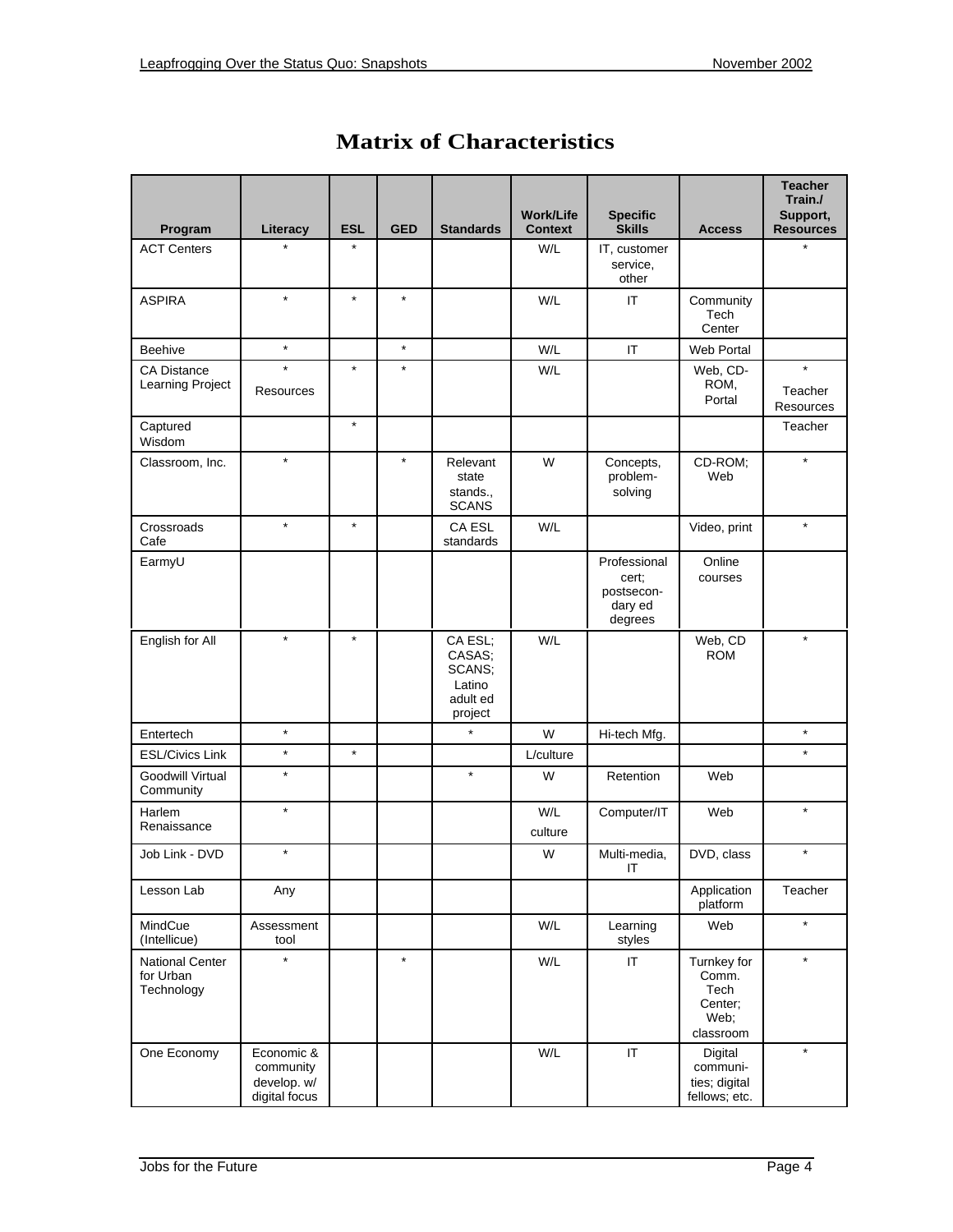# Matrix of Characteristics

| Program | Literacy | ESL | GED | Standards | Work/Life Context | Specific Skills | Access | Teacher Train./ Support, Resources |
|---|---|---|---|---|---|---|---|---|
| ACT Centers | * | * | | | W/L | IT, customer service, other | | * |
| ASPIRA | * | * | * | | W/L | IT | Community Tech Center | |
| Beehive | * | | * | | W/L | IT | Web Portal | |
| CA Distance Learning Project | * Resources | * | * | | W/L | | Web, CD-ROM, Portal | * Teacher Resources |
| Captured Wisdom | | * | | | | | | Teacher |
| Classroom, Inc. | * | | * | Relevant state stands., SCANS | W | Concepts, problem-solving | CD-ROM; Web | * |
| Crossroads Cafe | * | * | | CA ESL standards | W/L | | Video, print | * |
| EarmyU | | | | | | Professional cert; postsecondary ed degrees | Online courses | |
| English for All | * | * | | CA ESL; CASAS; SCANS; Latino adult ed project | W/L | | Web, CD ROM | * |
| Entertech | * | | | * | W | Hi-tech Mfg. | | * |
| ESL/Civics Link | * | * | | | L/culture | | | * |
| Goodwill Virtual Community | * | | | * | W | Retention | Web | |
| Harlem Renaissance | * | | | | W/L culture | Computer/IT | Web | * |
| Job Link - DVD | * | | | | W | Multi-media, IT | DVD, class | * |
| Lesson Lab | Any | | | | | | Application platform | Teacher |
| MindCue (Intellicue) | Assessment tool | | | | W/L | Learning styles | Web | * |
| National Center for Urban Technology | * | | * | | W/L | IT | Turnkey for Comm. Tech Center; Web; classroom | * |
| One Economy | Economic & community develop. w/ digital focus | | | | W/L | IT | Digital communities; digital fellows; etc. | * |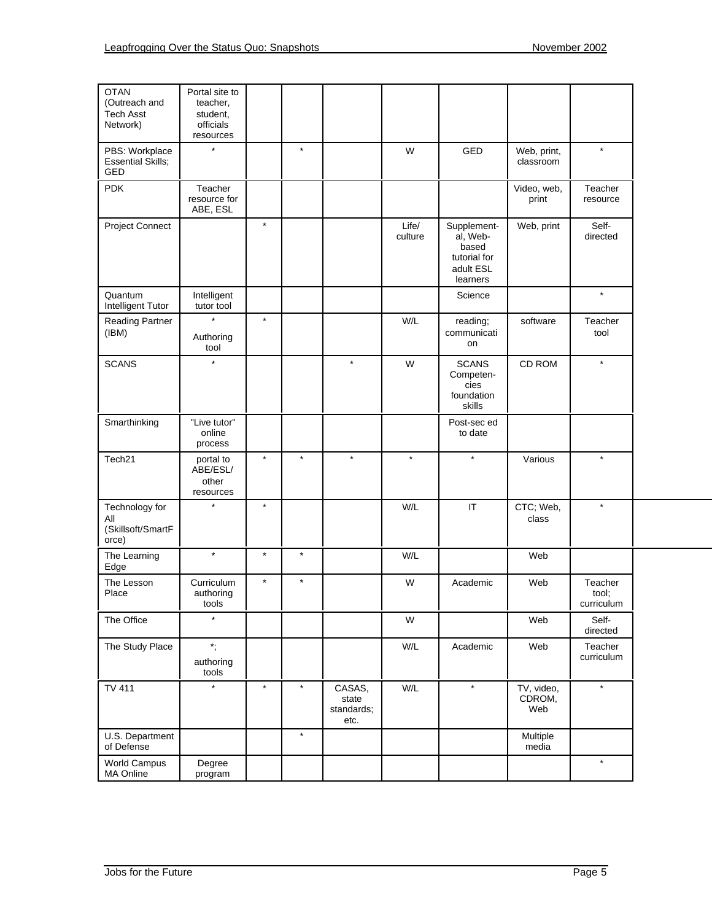| | | | | | | | | |
|---|---|---|---|---|---|---|---|---|
| OTAN (Outreach and Tech Asst Network) | Portal site to teacher, student, officials resources | | | | | | | |
| PBS: Workplace Essential Skills; GED | * | | * | | W | GED | Web, print, classroom | * |
| PDK | Teacher resource for ABE, ESL | | | | | | Video, web, print | Teacher resource |
| Project Connect | | * | | | Life/ culture | Supplement-al, Web-based tutorial for adult ESL learners | Web, print | Self-directed |
| Quantum Intelligent Tutor | Intelligent tutor tool | | | | | Science | | * |
| Reading Partner (IBM) | * Authoring tool | * | | | W/L | reading; communication | software | Teacher tool |
| SCANS | * | | | * | W | SCANS Competen-cies foundation skills | CD ROM | * |
| Smarthinking | "Live tutor" online process | | | | | Post-sec ed to date | | |
| Tech21 | portal to ABE/ESL/ other resources | * | * | * | * | * | Various | * |
| Technology for All (Skillsoft/SmartForce) | * | * | | | W/L | IT | CTC; Web, class | * |
| The Learning Edge | * | * | * | | W/L | | Web | |
| The Lesson Place | Curriculum authoring tools | * | * | | W | Academic | Web | Teacher tool; curriculum |
| The Office | * | | | | W | | Web | Self-directed |
| The Study Place | *; authoring tools | | | | W/L | Academic | Web | Teacher curriculum |
| TV 411 | * | * | * | CASAS, state standards; etc. | W/L | * | TV, video, CDROM, Web | * |
| U.S. Department of Defense | | | * | | | | Multiple media | |
| World Campus MA Online | Degree program | | | | | | | * |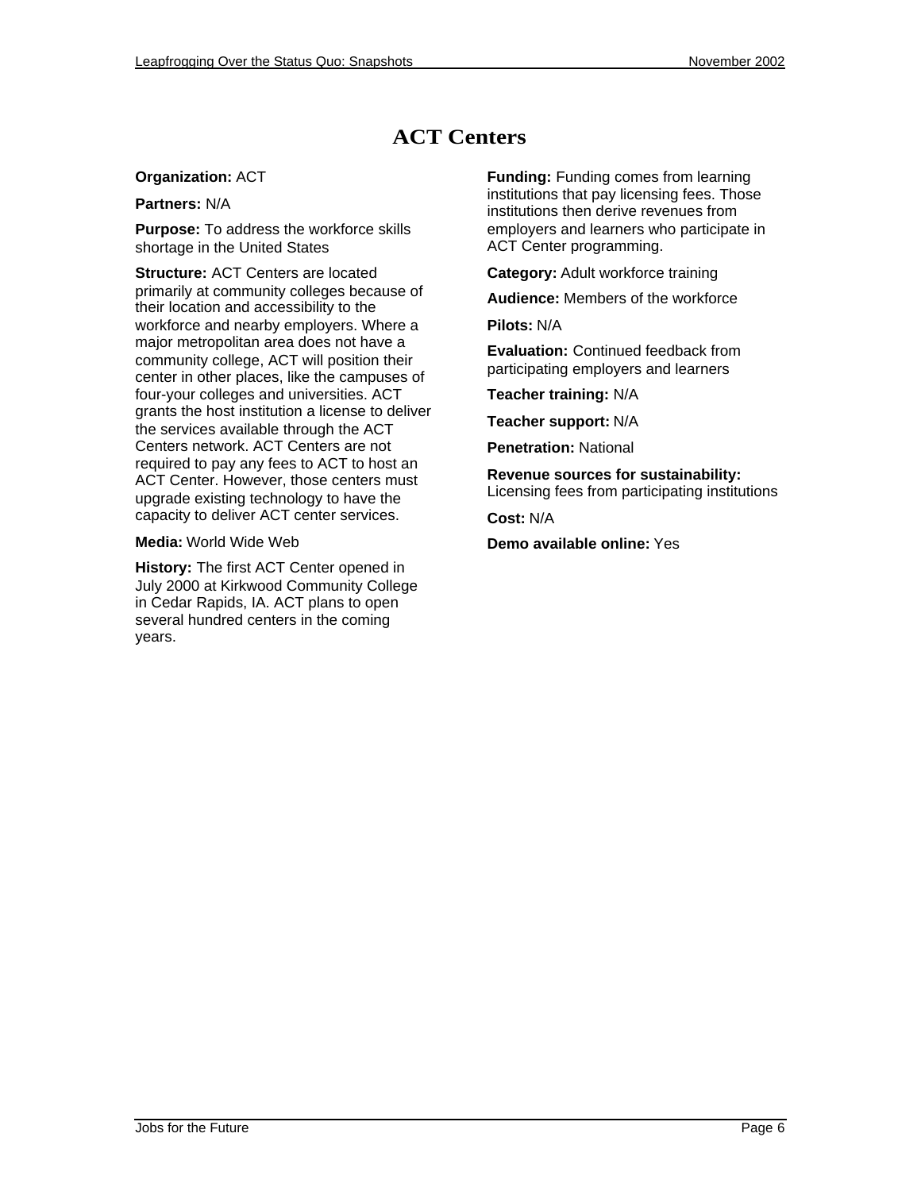# ACT Centers

**Organization:** ACT

**Partners:** N/A

**Purpose:** To address the workforce skills shortage in the United States

**Structure:** ACT Centers are located primarily at community colleges because of their location and accessibility to the workforce and nearby employers. Where a major metropolitan area does not have a community college, ACT will position their center in other places, like the campuses of four-your colleges and universities. ACT grants the host institution a license to deliver the services available through the ACT Centers network. ACT Centers are not required to pay any fees to ACT to host an ACT Center. However, those centers must upgrade existing technology to have the capacity to deliver ACT center services.

**Media:** World Wide Web

**History:** The first ACT Center opened in July 2000 at Kirkwood Community College in Cedar Rapids, IA. ACT plans to open several hundred centers in the coming years.

**Funding:** Funding comes from learning institutions that pay licensing fees. Those institutions then derive revenues from employers and learners who participate in ACT Center programming.

**Category:** Adult workforce training

**Audience:** Members of the workforce

**Pilots:** N/A

**Evaluation:** Continued feedback from participating employers and learners

**Teacher training:** N/A

**Teacher support:** N/A

**Penetration:** National

**Revenue sources for sustainability:** Licensing fees from participating institutions

**Cost:** N/A

**Demo available online:** Yes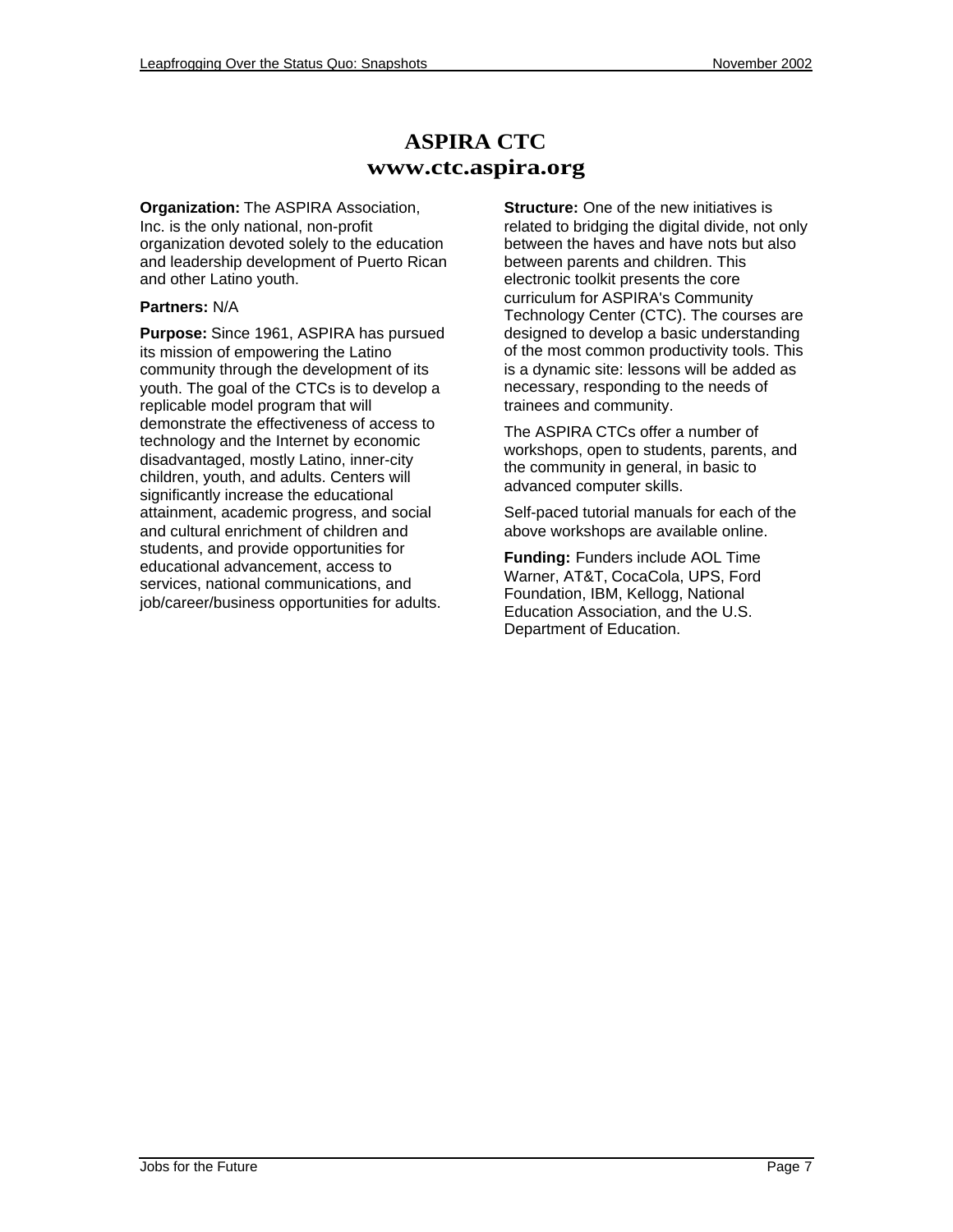# ASPIRA CTC
## www.ctc.aspira.org

**Organization:** The ASPIRA Association, Inc. is the only national, non-profit organization devoted solely to the education and leadership development of Puerto Rican and other Latino youth.

**Partners:** N/A

**Purpose:** Since 1961, ASPIRA has pursued its mission of empowering the Latino community through the development of its youth. The goal of the CTCs is to develop a replicable model program that will demonstrate the effectiveness of access to technology and the Internet by economic disadvantaged, mostly Latino, inner-city children, youth, and adults. Centers will significantly increase the educational attainment, academic progress, and social and cultural enrichment of children and students, and provide opportunities for educational advancement, access to services, national communications, and job/career/business opportunities for adults.

**Structure:** One of the new initiatives is related to bridging the digital divide, not only between the haves and have nots but also between parents and children. This electronic toolkit presents the core curriculum for ASPIRA's Community Technology Center (CTC). The courses are designed to develop a basic understanding of the most common productivity tools. This is a dynamic site: lessons will be added as necessary, responding to the needs of trainees and community.

The ASPIRA CTCs offer a number of workshops, open to students, parents, and the community in general, in basic to advanced computer skills.

Self-paced tutorial manuals for each of the above workshops are available online.

**Funding:** Funders include AOL Time Warner, AT&T, CocaCola, UPS, Ford Foundation, IBM, Kellogg, National Education Association, and the U.S. Department of Education.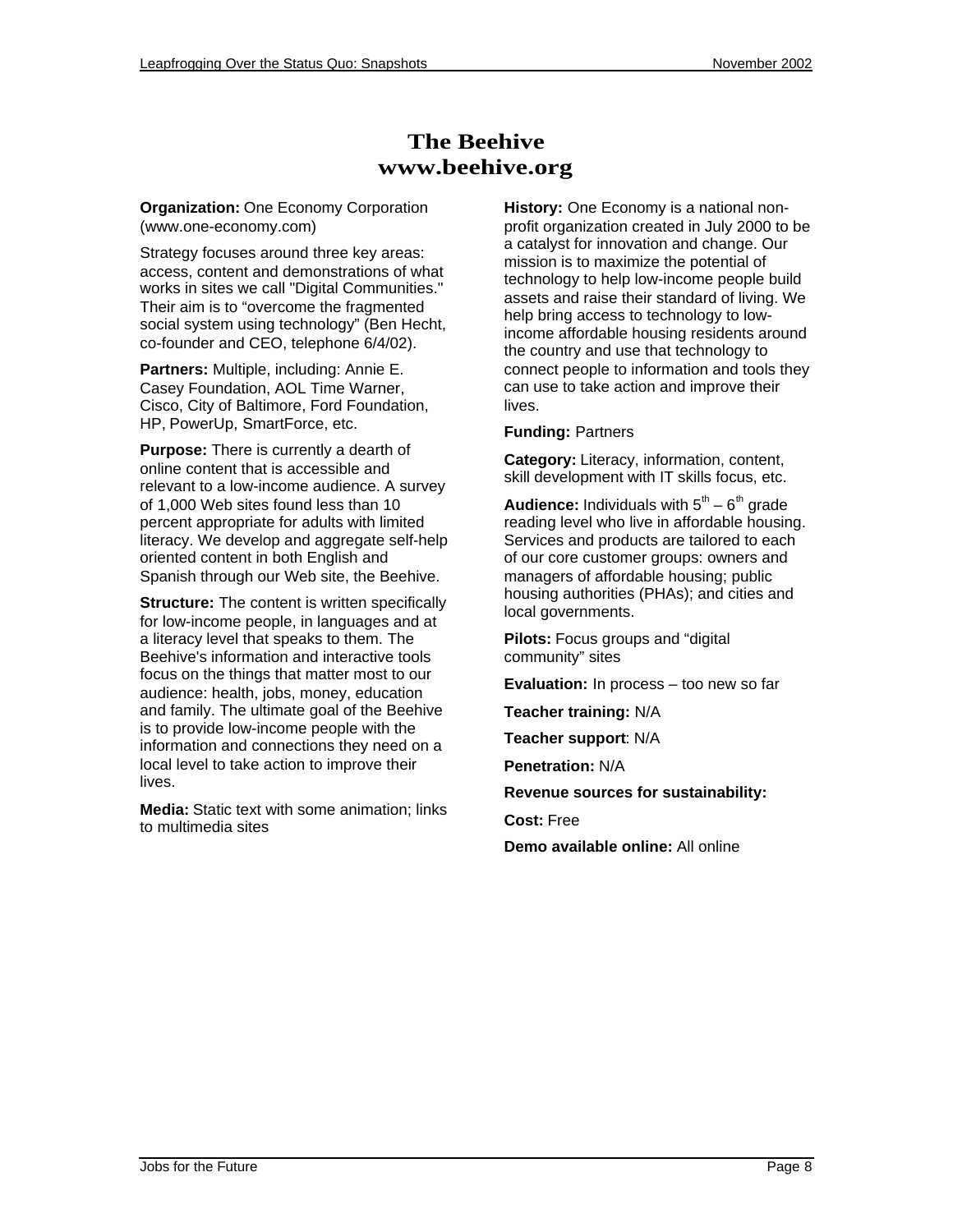# The Beehive
# www.beehive.org

**Organization:** One Economy Corporation (www.one-economy.com)

Strategy focuses around three key areas: access, content and demonstrations of what works in sites we call "Digital Communities." Their aim is to "overcome the fragmented social system using technology" (Ben Hecht, co-founder and CEO, telephone 6/4/02).

**Partners:** Multiple, including: Annie E. Casey Foundation, AOL Time Warner, Cisco, City of Baltimore, Ford Foundation, HP, PowerUp, SmartForce, etc.

**Purpose:** There is currently a dearth of online content that is accessible and relevant to a low-income audience. A survey of 1,000 Web sites found less than 10 percent appropriate for adults with limited literacy. We develop and aggregate self-help oriented content in both English and Spanish through our Web site, the Beehive.

**Structure:** The content is written specifically for low-income people, in languages and at a literacy level that speaks to them. The Beehive's information and interactive tools focus on the things that matter most to our audience: health, jobs, money, education and family. The ultimate goal of the Beehive is to provide low-income people with the information and connections they need on a local level to take action to improve their lives.

**Media:** Static text with some animation; links to multimedia sites

**History:** One Economy is a national non-profit organization created in July 2000 to be a catalyst for innovation and change. Our mission is to maximize the potential of technology to help low-income people build assets and raise their standard of living. We help bring access to technology to low-income affordable housing residents around the country and use that technology to connect people to information and tools they can use to take action and improve their lives.

**Funding:** Partners

**Category:** Literacy, information, content, skill development with IT skills focus, etc.

**Audience:** Individuals with 5th – 6th grade reading level who live in affordable housing. Services and products are tailored to each of our core customer groups: owners and managers of affordable housing; public housing authorities (PHAs); and cities and local governments.

**Pilots:** Focus groups and "digital community" sites

**Evaluation:** In process – too new so far

**Teacher training:** N/A

**Teacher support**: N/A

**Penetration:** N/A

**Revenue sources for sustainability:**

**Cost:** Free

**Demo available online:** All online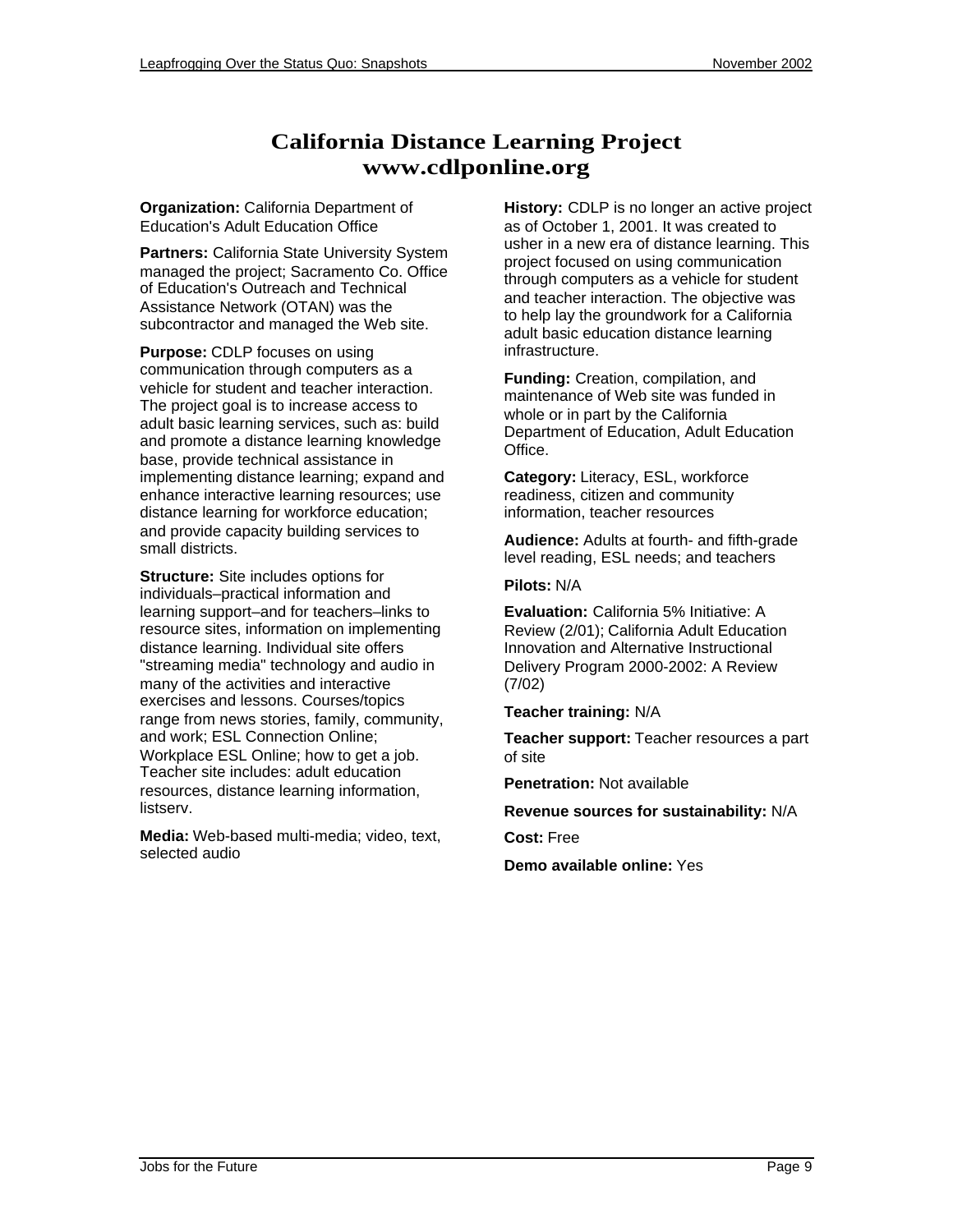# California Distance Learning Project
## www.cdlponline.org

**Organization:** California Department of Education's Adult Education Office

**Partners:** California State University System managed the project; Sacramento Co. Office of Education's Outreach and Technical Assistance Network (OTAN) was the subcontractor and managed the Web site.

**Purpose:** CDLP focuses on using communication through computers as a vehicle for student and teacher interaction. The project goal is to increase access to adult basic learning services, such as: build and promote a distance learning knowledge base, provide technical assistance in implementing distance learning; expand and enhance interactive learning resources; use distance learning for workforce education; and provide capacity building services to small districts.

**Structure:** Site includes options for individuals–practical information and learning support–and for teachers–links to resource sites, information on implementing distance learning. Individual site offers "streaming media" technology and audio in many of the activities and interactive exercises and lessons. Courses/topics range from news stories, family, community, and work; ESL Connection Online; Workplace ESL Online; how to get a job. Teacher site includes: adult education resources, distance learning information, listserv.

**Media:** Web-based multi-media; video, text, selected audio

**History:** CDLP is no longer an active project as of October 1, 2001. It was created to usher in a new era of distance learning. This project focused on using communication through computers as a vehicle for student and teacher interaction. The objective was to help lay the groundwork for a California adult basic education distance learning infrastructure.

**Funding:** Creation, compilation, and maintenance of Web site was funded in whole or in part by the California Department of Education, Adult Education Office.

**Category:** Literacy, ESL, workforce readiness, citizen and community information, teacher resources

**Audience:** Adults at fourth- and fifth-grade level reading, ESL needs; and teachers

**Pilots:** N/A

**Evaluation:** California 5% Initiative: A Review (2/01); California Adult Education Innovation and Alternative Instructional Delivery Program 2000-2002: A Review (7/02)

**Teacher training:** N/A

**Teacher support:** Teacher resources a part of site

**Penetration:** Not available

**Revenue sources for sustainability:** N/A

**Cost:** Free

**Demo available online:** Yes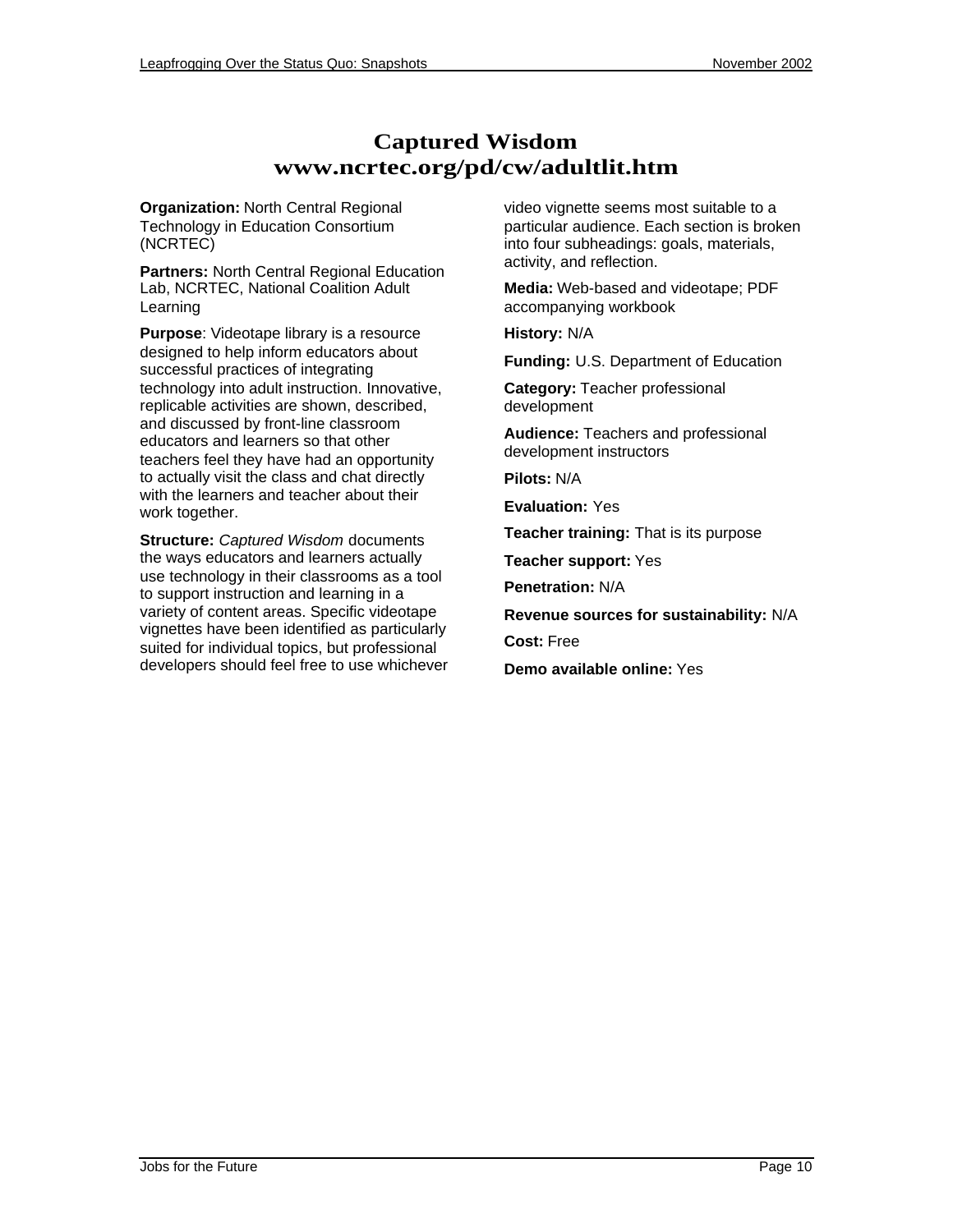# Captured Wisdom
# www.ncrtec.org/pd/cw/adultlit.htm

**Organization:** North Central Regional Technology in Education Consortium (NCRTEC)

**Partners:** North Central Regional Education Lab, NCRTEC, National Coalition Adult Learning

**Purpose**: Videotape library is a resource designed to help inform educators about successful practices of integrating technology into adult instruction. Innovative, replicable activities are shown, described, and discussed by front-line classroom educators and learners so that other teachers feel they have had an opportunity to actually visit the class and chat directly with the learners and teacher about their work together.

**Structure:** *Captured Wisdom* documents the ways educators and learners actually use technology in their classrooms as a tool to support instruction and learning in a variety of content areas. Specific videotape vignettes have been identified as particularly suited for individual topics, but professional developers should feel free to use whichever video vignette seems most suitable to a particular audience. Each section is broken into four subheadings: goals, materials, activity, and reflection.

**Media:** Web-based and videotape; PDF accompanying workbook

**History:** N/A

**Funding:** U.S. Department of Education

**Category:** Teacher professional development

**Audience:** Teachers and professional development instructors

**Pilots:** N/A

**Evaluation:** Yes

**Teacher training:** That is its purpose

**Teacher support:** Yes

**Penetration:** N/A

**Revenue sources for sustainability:** N/A

**Cost:** Free

**Demo available online:** Yes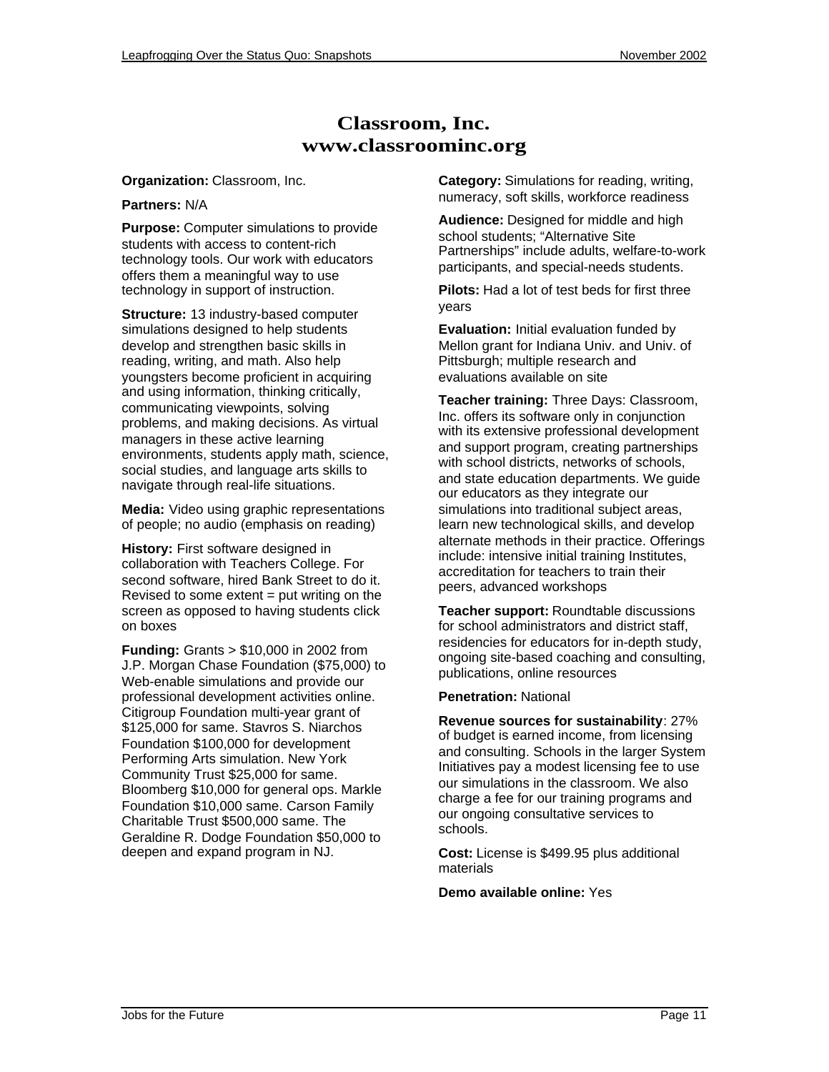# Classroom, Inc.
# www.classroominc.org

**Organization:** Classroom, Inc.

**Partners:** N/A

**Purpose:** Computer simulations to provide students with access to content-rich technology tools. Our work with educators offers them a meaningful way to use technology in support of instruction.

**Structure:** 13 industry-based computer simulations designed to help students develop and strengthen basic skills in reading, writing, and math. Also help youngsters become proficient in acquiring and using information, thinking critically, communicating viewpoints, solving problems, and making decisions. As virtual managers in these active learning environments, students apply math, science, social studies, and language arts skills to navigate through real-life situations.

**Media:** Video using graphic representations of people; no audio (emphasis on reading)

**History:** First software designed in collaboration with Teachers College. For second software, hired Bank Street to do it. Revised to some extent = put writing on the screen as opposed to having students click on boxes

**Funding:** Grants > $10,000 in 2002 from J.P. Morgan Chase Foundation ($75,000) to Web-enable simulations and provide our professional development activities online. Citigroup Foundation multi-year grant of $125,000 for same. Stavros S. Niarchos Foundation $100,000 for development Performing Arts simulation. New York Community Trust $25,000 for same. Bloomberg $10,000 for general ops. Markle Foundation $10,000 same. Carson Family Charitable Trust $500,000 same. The Geraldine R. Dodge Foundation $50,000 to deepen and expand program in NJ.

**Category:** Simulations for reading, writing, numeracy, soft skills, workforce readiness

**Audience:** Designed for middle and high school students; "Alternative Site Partnerships" include adults, welfare-to-work participants, and special-needs students.

**Pilots:** Had a lot of test beds for first three years

**Evaluation:** Initial evaluation funded by Mellon grant for Indiana Univ. and Univ. of Pittsburgh; multiple research and evaluations available on site

**Teacher training:** Three Days: Classroom, Inc. offers its software only in conjunction with its extensive professional development and support program, creating partnerships with school districts, networks of schools, and state education departments. We guide our educators as they integrate our simulations into traditional subject areas, learn new technological skills, and develop alternate methods in their practice. Offerings include: intensive initial training Institutes, accreditation for teachers to train their peers, advanced workshops

**Teacher support:** Roundtable discussions for school administrators and district staff, residencies for educators for in-depth study, ongoing site-based coaching and consulting, publications, online resources

**Penetration:** National

**Revenue sources for sustainability**: 27% of budget is earned income, from licensing and consulting. Schools in the larger System Initiatives pay a modest licensing fee to use our simulations in the classroom. We also charge a fee for our training programs and our ongoing consultative services to schools.

**Cost:** License is $499.95 plus additional materials

**Demo available online:** Yes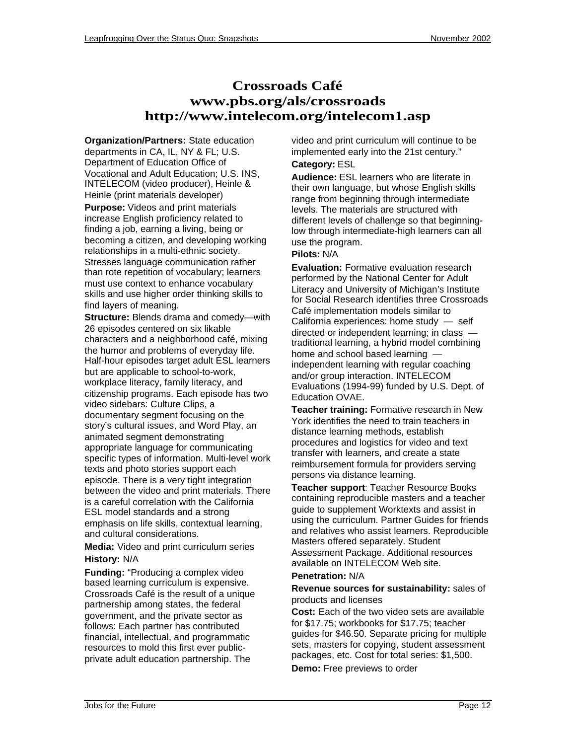# Crossroads Café
# www.pbs.org/als/crossroads
# http://www.intelecom.org/intelecom1.asp

**Organization/Partners:** State education departments in CA, IL, NY & FL; U.S. Department of Education Office of Vocational and Adult Education; U.S. INS, INTELECOM (video producer), Heinle & Heinle (print materials developer)

**Purpose:** Videos and print materials increase English proficiency related to finding a job, earning a living, being or becoming a citizen, and developing working relationships in a multi-ethnic society. Stresses language communication rather than rote repetition of vocabulary; learners must use context to enhance vocabulary skills and use higher order thinking skills to find layers of meaning.

**Structure:** Blends drama and comedy—with 26 episodes centered on six likable characters and a neighborhood café, mixing the humor and problems of everyday life. Half-hour episodes target adult ESL learners but are applicable to school-to-work, workplace literacy, family literacy, and citizenship programs. Each episode has two video sidebars: Culture Clips, a documentary segment focusing on the story's cultural issues, and Word Play, an animated segment demonstrating appropriate language for communicating specific types of information. Multi-level work texts and photo stories support each episode. There is a very tight integration between the video and print materials. There is a careful correlation with the California ESL model standards and a strong emphasis on life skills, contextual learning, and cultural considerations.

**Media:** Video and print curriculum series

**History:** N/A

**Funding:** "Producing a complex video based learning curriculum is expensive. Crossroads Café is the result of a unique partnership among states, the federal government, and the private sector as follows: Each partner has contributed financial, intellectual, and programmatic resources to mold this first ever public-private adult education partnership. The video and print curriculum will continue to be implemented early into the 21st century."

**Category:** ESL

**Audience:** ESL learners who are literate in their own language, but whose English skills range from beginning through intermediate levels. The materials are structured with different levels of challenge so that beginning-low through intermediate-high learners can all use the program.

**Pilots:** N/A

**Evaluation:** Formative evaluation research performed by the National Center for Adult Literacy and University of Michigan's Institute for Social Research identifies three Crossroads Café implementation models similar to California experiences: home study — self directed or independent learning; in class — traditional learning, a hybrid model combining home and school based learning — independent learning with regular coaching and/or group interaction. INTELECOM Evaluations (1994-99) funded by U.S. Dept. of Education OVAE.

**Teacher training:** Formative research in New York identifies the need to train teachers in distance learning methods, establish procedures and logistics for video and text transfer with learners, and create a state reimbursement formula for providers serving persons via distance learning.

**Teacher support**: Teacher Resource Books containing reproducible masters and a teacher guide to supplement Worktexts and assist in using the curriculum. Partner Guides for friends and relatives who assist learners. Reproducible Masters offered separately. Student Assessment Package. Additional resources available on INTELECOM Web site.

**Penetration:** N/A

**Revenue sources for sustainability:** sales of products and licenses

**Cost:** Each of the two video sets are available for $17.75; workbooks for $17.75; teacher guides for $46.50. Separate pricing for multiple sets, masters for copying, student assessment packages, etc. Cost for total series: $1,500.

**Demo:** Free previews to order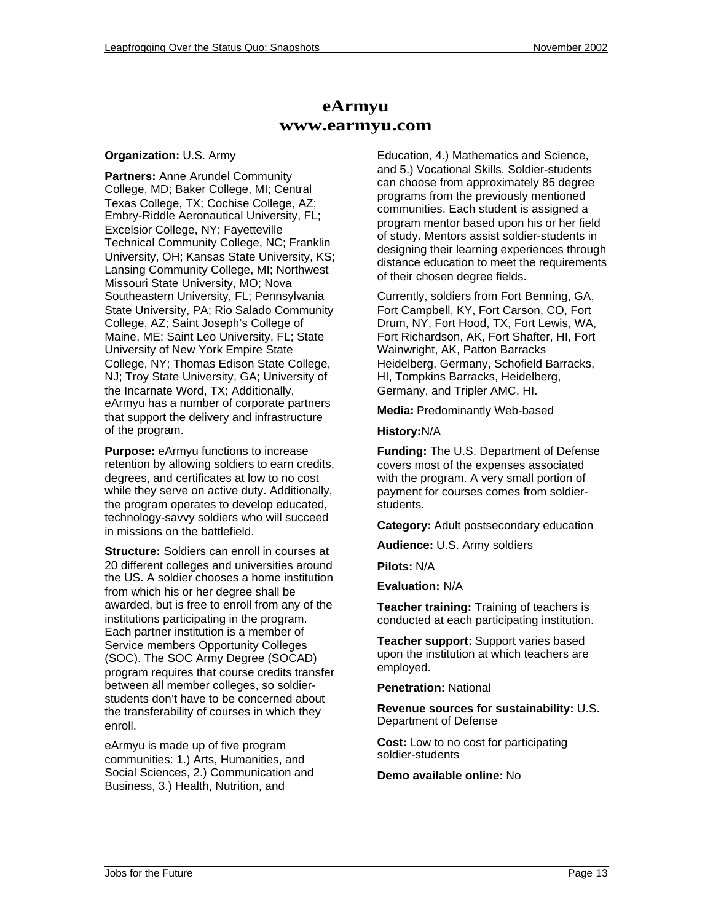# eArmyu
# www.earmyu.com

**Organization:** U.S. Army

**Partners:** Anne Arundel Community College, MD; Baker College, MI; Central Texas College, TX; Cochise College, AZ; Embry-Riddle Aeronautical University, FL; Excelsior College, NY; Fayetteville Technical Community College, NC; Franklin University, OH; Kansas State University, KS; Lansing Community College, MI; Northwest Missouri State University, MO; Nova Southeastern University, FL; Pennsylvania State University, PA; Rio Salado Community College, AZ; Saint Joseph's College of Maine, ME; Saint Leo University, FL; State University of New York Empire State College, NY; Thomas Edison State College, NJ; Troy State University, GA; University of the Incarnate Word, TX; Additionally, eArmyu has a number of corporate partners that support the delivery and infrastructure of the program.

**Purpose:** eArmyu functions to increase retention by allowing soldiers to earn credits, degrees, and certificates at low to no cost while they serve on active duty. Additionally, the program operates to develop educated, technology-savvy soldiers who will succeed in missions on the battlefield.

**Structure:** Soldiers can enroll in courses at 20 different colleges and universities around the US. A soldier chooses a home institution from which his or her degree shall be awarded, but is free to enroll from any of the institutions participating in the program. Each partner institution is a member of Service members Opportunity Colleges (SOC). The SOC Army Degree (SOCAD) program requires that course credits transfer between all member colleges, so soldier-students don't have to be concerned about the transferability of courses in which they enroll.

eArmyu is made up of five program communities: 1.) Arts, Humanities, and Social Sciences, 2.) Communication and Business, 3.) Health, Nutrition, and Education, 4.) Mathematics and Science, and 5.) Vocational Skills. Soldier-students can choose from approximately 85 degree programs from the previously mentioned communities. Each student is assigned a program mentor based upon his or her field of study. Mentors assist soldier-students in designing their learning experiences through distance education to meet the requirements of their chosen degree fields.

Currently, soldiers from Fort Benning, GA, Fort Campbell, KY, Fort Carson, CO, Fort Drum, NY, Fort Hood, TX, Fort Lewis, WA, Fort Richardson, AK, Fort Shafter, HI, Fort Wainwright, AK, Patton Barracks Heidelberg, Germany, Schofield Barracks, HI, Tompkins Barracks, Heidelberg, Germany, and Tripler AMC, HI.

**Media:** Predominantly Web-based

**History:** N/A

**Funding:** The U.S. Department of Defense covers most of the expenses associated with the program. A very small portion of payment for courses comes from soldier-students.

**Category:** Adult postsecondary education

**Audience:** U.S. Army soldiers

**Pilots:** N/A

**Evaluation:** N/A

**Teacher training:** Training of teachers is conducted at each participating institution.

**Teacher support:** Support varies based upon the institution at which teachers are employed.

**Penetration:** National

**Revenue sources for sustainability:** U.S. Department of Defense

**Cost:** Low to no cost for participating soldier-students

**Demo available online:** No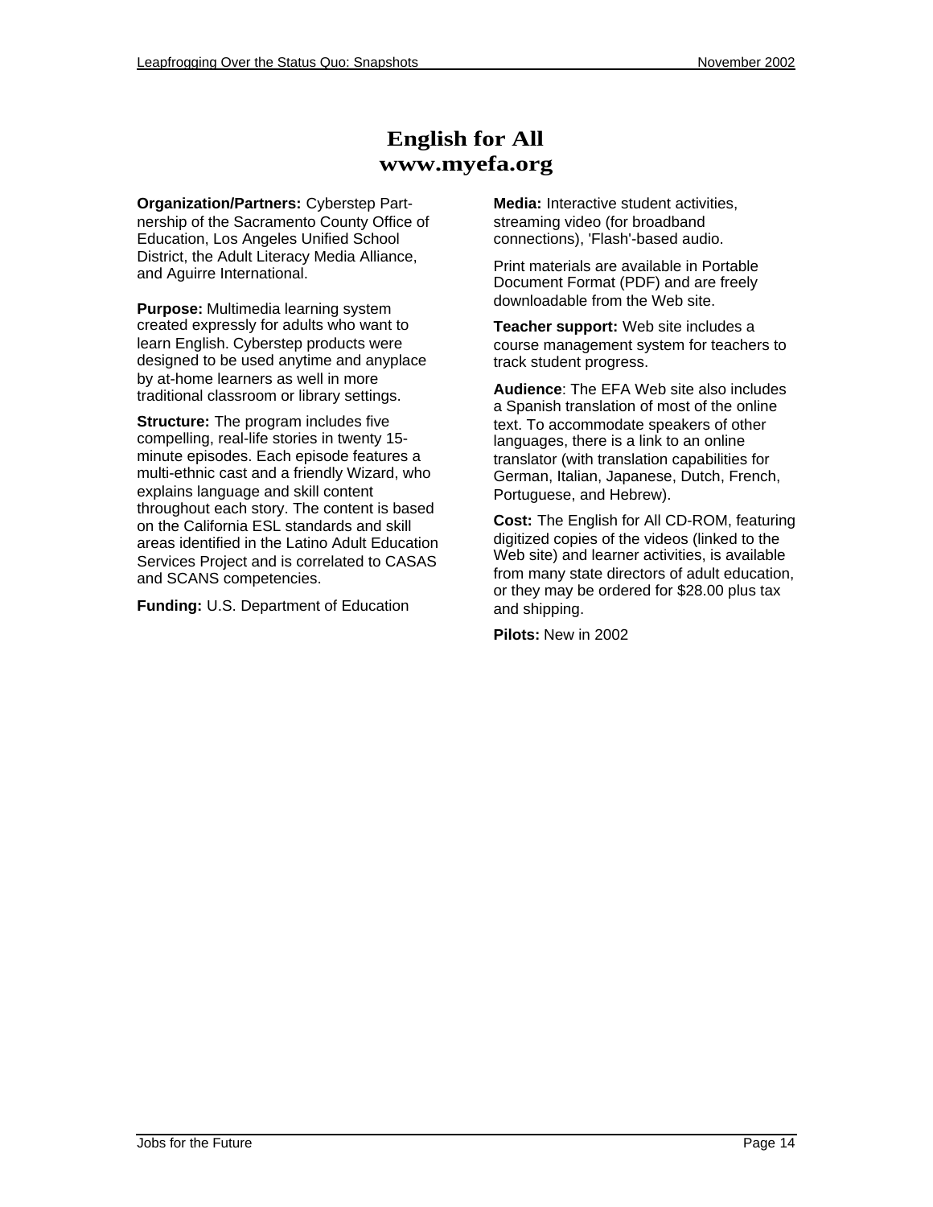# English for All
# www.myefa.org

**Organization/Partners:** Cyberstep Partnership of the Sacramento County Office of Education, Los Angeles Unified School District, the Adult Literacy Media Alliance, and Aguirre International.

**Purpose:** Multimedia learning system created expressly for adults who want to learn English. Cyberstep products were designed to be used anytime and anyplace by at-home learners as well in more traditional classroom or library settings.

**Structure:** The program includes five compelling, real-life stories in twenty 15-minute episodes. Each episode features a multi-ethnic cast and a friendly Wizard, who explains language and skill content throughout each story. The content is based on the California ESL standards and skill areas identified in the Latino Adult Education Services Project and is correlated to CASAS and SCANS competencies.

**Funding:** U.S. Department of Education

**Media:** Interactive student activities, streaming video (for broadband connections), 'Flash'-based audio.

Print materials are available in Portable Document Format (PDF) and are freely downloadable from the Web site.

**Teacher support:** Web site includes a course management system for teachers to track student progress.

**Audience**: The EFA Web site also includes a Spanish translation of most of the online text. To accommodate speakers of other languages, there is a link to an online translator (with translation capabilities for German, Italian, Japanese, Dutch, French, Portuguese, and Hebrew).

**Cost:** The English for All CD-ROM, featuring digitized copies of the videos (linked to the Web site) and learner activities, is available from many state directors of adult education, or they may be ordered for $28.00 plus tax and shipping.

**Pilots:** New in 2002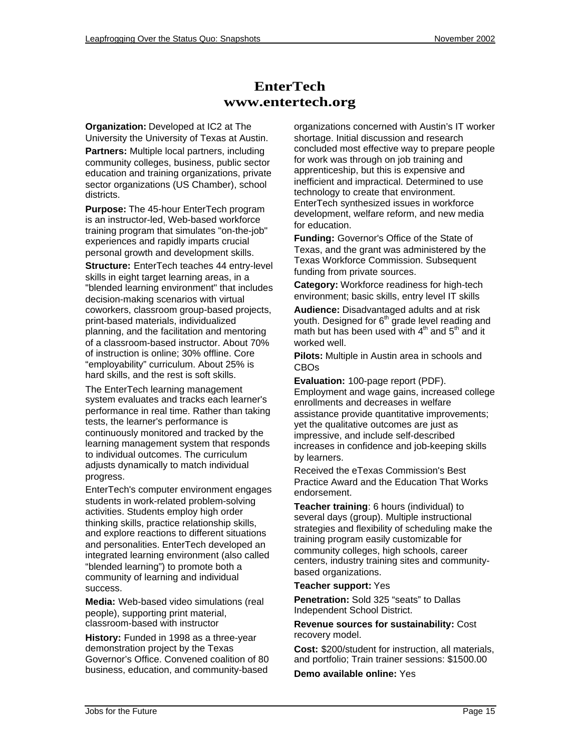# EnterTech
# www.entertech.org

**Organization:** Developed at IC2 at The University the University of Texas at Austin.

**Partners:** Multiple local partners, including community colleges, business, public sector education and training organizations, private sector organizations (US Chamber), school districts.

**Purpose:** The 45-hour EnterTech program is an instructor-led, Web-based workforce training program that simulates "on-the-job" experiences and rapidly imparts crucial personal growth and development skills.

**Structure:** EnterTech teaches 44 entry-level skills in eight target learning areas, in a "blended learning environment" that includes decision-making scenarios with virtual coworkers, classroom group-based projects, print-based materials, individualized planning, and the facilitation and mentoring of a classroom-based instructor. About 70% of instruction is online; 30% offline. Core "employability" curriculum. About 25% is hard skills, and the rest is soft skills.

The EnterTech learning management system evaluates and tracks each learner's performance in real time. Rather than taking tests, the learner's performance is continuously monitored and tracked by the learning management system that responds to individual outcomes. The curriculum adjusts dynamically to match individual progress.

EnterTech's computer environment engages students in work-related problem-solving activities. Students employ high order thinking skills, practice relationship skills, and explore reactions to different situations and personalities. EnterTech developed an integrated learning environment (also called "blended learning") to promote both a community of learning and individual success.

**Media:** Web-based video simulations (real people), supporting print material, classroom-based with instructor

**History:** Funded in 1998 as a three-year demonstration project by the Texas Governor's Office. Convened coalition of 80 business, education, and community-based organizations concerned with Austin's IT worker shortage. Initial discussion and research concluded most effective way to prepare people for work was through on job training and apprenticeship, but this is expensive and inefficient and impractical. Determined to use technology to create that environment. EnterTech synthesized issues in workforce development, welfare reform, and new media for education.

**Funding:** Governor's Office of the State of Texas, and the grant was administered by the Texas Workforce Commission. Subsequent funding from private sources.

**Category:** Workforce readiness for high-tech environment; basic skills, entry level IT skills

**Audience:** Disadvantaged adults and at risk youth. Designed for 6th grade level reading and math but has been used with 4th and 5th and it worked well.

**Pilots:** Multiple in Austin area in schools and CBOs

**Evaluation:** 100-page report (PDF). Employment and wage gains, increased college enrollments and decreases in welfare assistance provide quantitative improvements; yet the qualitative outcomes are just as impressive, and include self-described increases in confidence and job-keeping skills by learners.

Received the eTexas Commission's Best Practice Award and the Education That Works endorsement.

**Teacher training**: 6 hours (individual) to several days (group). Multiple instructional strategies and flexibility of scheduling make the training program easily customizable for community colleges, high schools, career centers, industry training sites and community-based organizations.

**Teacher support:** Yes

**Penetration:** Sold 325 "seats" to Dallas Independent School District.

**Revenue sources for sustainability:** Cost recovery model.

**Cost:** $200/student for instruction, all materials, and portfolio; Train trainer sessions: $1500.00

**Demo available online:** Yes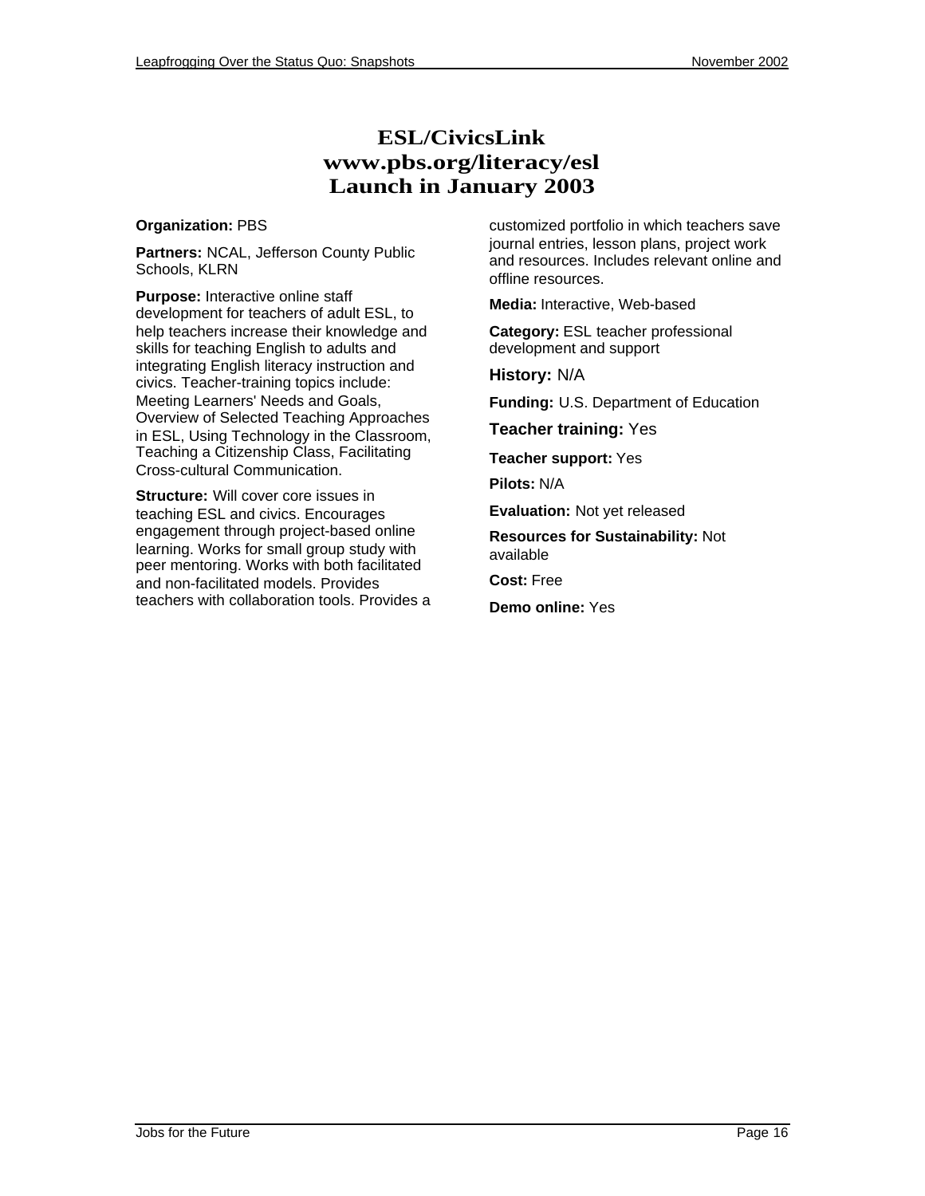# ESL/CivicsLink
# www.pbs.org/literacy/esl
# Launch in January 2003

**Organization:** PBS

**Partners:** NCAL, Jefferson County Public Schools, KLRN

**Purpose:** Interactive online staff development for teachers of adult ESL, to help teachers increase their knowledge and skills for teaching English to adults and integrating English literacy instruction and civics. Teacher-training topics include: Meeting Learners' Needs and Goals, Overview of Selected Teaching Approaches in ESL, Using Technology in the Classroom, Teaching a Citizenship Class, Facilitating Cross-cultural Communication.

**Structure:** Will cover core issues in teaching ESL and civics. Encourages engagement through project-based online learning. Works for small group study with peer mentoring. Works with both facilitated and non-facilitated models. Provides teachers with collaboration tools. Provides a customized portfolio in which teachers save journal entries, lesson plans, project work and resources. Includes relevant online and offline resources.

**Media:** Interactive, Web-based

**Category:** ESL teacher professional development and support

**History:** N/A

**Funding:** U.S. Department of Education

**Teacher training:** Yes

**Teacher support:** Yes

**Pilots:** N/A

**Evaluation:** Not yet released

**Resources for Sustainability:** Not available

**Cost:** Free

**Demo online:** Yes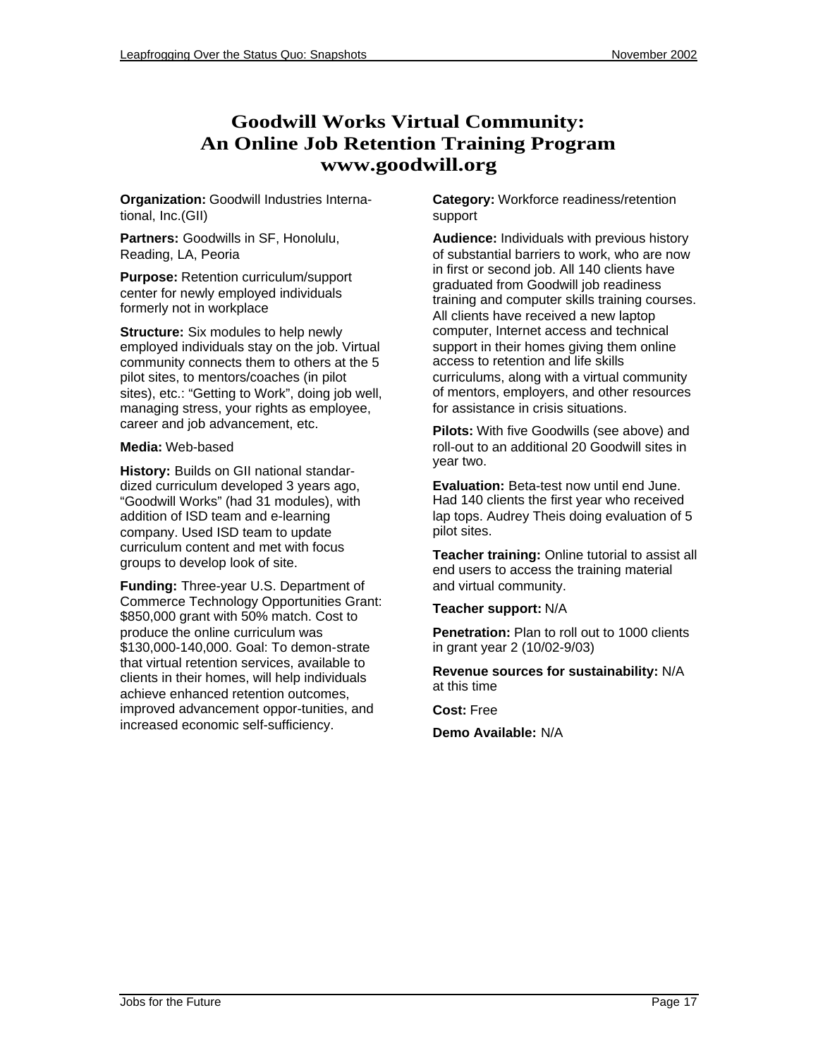# Goodwill Works Virtual Community: An Online Job Retention Training Program www.goodwill.org

**Organization:** Goodwill Industries International, Inc.(GII)

**Partners:** Goodwills in SF, Honolulu, Reading, LA, Peoria

**Purpose:** Retention curriculum/support center for newly employed individuals formerly not in workplace

**Structure:** Six modules to help newly employed individuals stay on the job. Virtual community connects them to others at the 5 pilot sites, to mentors/coaches (in pilot sites), etc.: "Getting to Work", doing job well, managing stress, your rights as employee, career and job advancement, etc.

**Media:** Web-based

**History:** Builds on GII national standardized curriculum developed 3 years ago, "Goodwill Works" (had 31 modules), with addition of ISD team and e-learning company. Used ISD team to update curriculum content and met with focus groups to develop look of site.

**Funding:** Three-year U.S. Department of Commerce Technology Opportunities Grant: $850,000 grant with 50% match. Cost to produce the online curriculum was $130,000-140,000. Goal: To demon-strate that virtual retention services, available to clients in their homes, will help individuals achieve enhanced retention outcomes, improved advancement oppor-tunities, and increased economic self-sufficiency.

**Category:** Workforce readiness/retention support

**Audience:** Individuals with previous history of substantial barriers to work, who are now in first or second job. All 140 clients have graduated from Goodwill job readiness training and computer skills training courses. All clients have received a new laptop computer, Internet access and technical support in their homes giving them online access to retention and life skills curriculums, along with a virtual community of mentors, employers, and other resources for assistance in crisis situations.

**Pilots:** With five Goodwills (see above) and roll-out to an additional 20 Goodwill sites in year two.

**Evaluation:** Beta-test now until end June. Had 140 clients the first year who received lap tops. Audrey Theis doing evaluation of 5 pilot sites.

**Teacher training:** Online tutorial to assist all end users to access the training material and virtual community.

**Teacher support:** N/A

**Penetration:** Plan to roll out to 1000 clients in grant year 2 (10/02-9/03)

**Revenue sources for sustainability:** N/A at this time

**Cost:** Free

**Demo Available:** N/A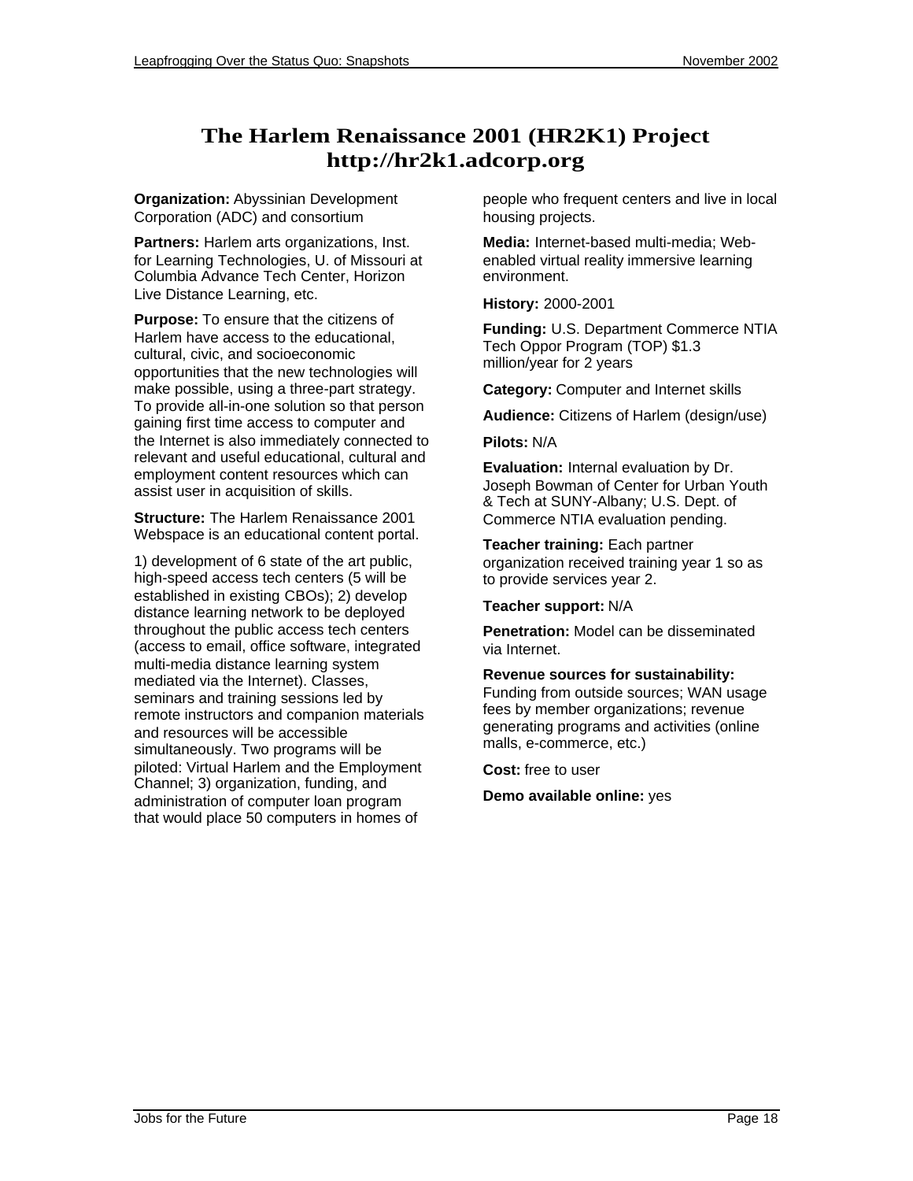# The Harlem Renaissance 2001 (HR2K1) Project
# http://hr2k1.adcorp.org

**Organization:** Abyssinian Development Corporation (ADC) and consortium

**Partners:** Harlem arts organizations, Inst. for Learning Technologies, U. of Missouri at Columbia Advance Tech Center, Horizon Live Distance Learning, etc.

**Purpose:** To ensure that the citizens of Harlem have access to the educational, cultural, civic, and socioeconomic opportunities that the new technologies will make possible, using a three-part strategy. To provide all-in-one solution so that person gaining first time access to computer and the Internet is also immediately connected to relevant and useful educational, cultural and employment content resources which can assist user in acquisition of skills.

**Structure:** The Harlem Renaissance 2001 Webspace is an educational content portal.

1) development of 6 state of the art public, high-speed access tech centers (5 will be established in existing CBOs); 2) develop distance learning network to be deployed throughout the public access tech centers (access to email, office software, integrated multi-media distance learning system mediated via the Internet). Classes, seminars and training sessions led by remote instructors and companion materials and resources will be accessible simultaneously. Two programs will be piloted: Virtual Harlem and the Employment Channel; 3) organization, funding, and administration of computer loan program that would place 50 computers in homes of people who frequent centers and live in local housing projects.

**Media:** Internet-based multi-media; Web-enabled virtual reality immersive learning environment.

**History:** 2000-2001

**Funding:** U.S. Department Commerce NTIA Tech Oppor Program (TOP) $1.3 million/year for 2 years

**Category:** Computer and Internet skills

**Audience:** Citizens of Harlem (design/use)

**Pilots:** N/A

**Evaluation:** Internal evaluation by Dr. Joseph Bowman of Center for Urban Youth & Tech at SUNY-Albany; U.S. Dept. of Commerce NTIA evaluation pending.

**Teacher training:** Each partner organization received training year 1 so as to provide services year 2.

**Teacher support:** N/A

**Penetration:** Model can be disseminated via Internet.

**Revenue sources for sustainability:** Funding from outside sources; WAN usage fees by member organizations; revenue generating programs and activities (online malls, e-commerce, etc.)

**Cost:** free to user

**Demo available online:** yes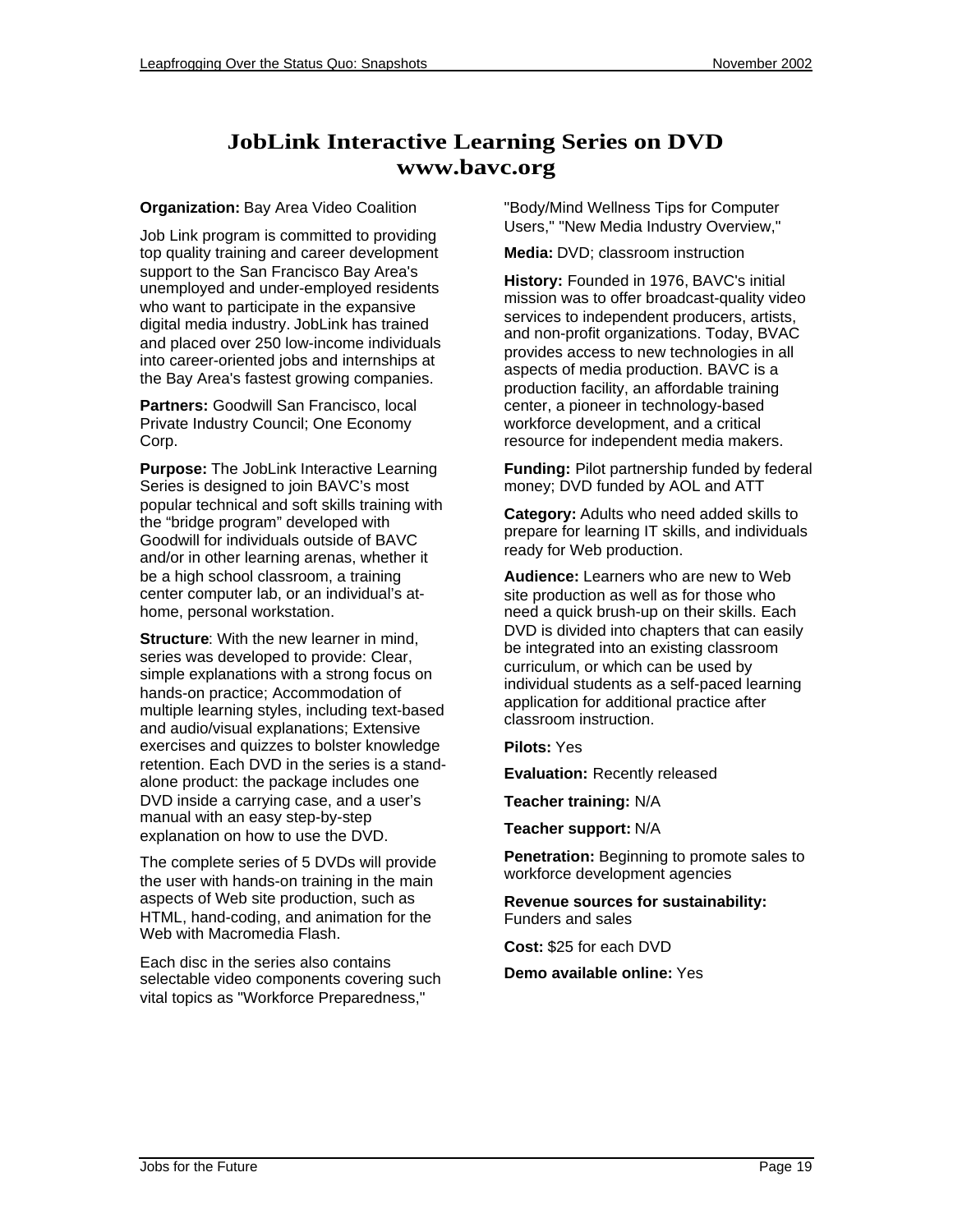# JobLink Interactive Learning Series on DVD
# www.bavc.org

**Organization:** Bay Area Video Coalition

Job Link program is committed to providing top quality training and career development support to the San Francisco Bay Area's unemployed and under-employed residents who want to participate in the expansive digital media industry. JobLink has trained and placed over 250 low-income individuals into career-oriented jobs and internships at the Bay Area's fastest growing companies.

**Partners:** Goodwill San Francisco, local Private Industry Council; One Economy Corp.

**Purpose:** The JobLink Interactive Learning Series is designed to join BAVC's most popular technical and soft skills training with the "bridge program" developed with Goodwill for individuals outside of BAVC and/or in other learning arenas, whether it be a high school classroom, a training center computer lab, or an individual's at-home, personal workstation.

**Structure**: With the new learner in mind, series was developed to provide: Clear, simple explanations with a strong focus on hands-on practice; Accommodation of multiple learning styles, including text-based and audio/visual explanations; Extensive exercises and quizzes to bolster knowledge retention. Each DVD in the series is a stand-alone product: the package includes one DVD inside a carrying case, and a user's manual with an easy step-by-step explanation on how to use the DVD.

The complete series of 5 DVDs will provide the user with hands-on training in the main aspects of Web site production, such as HTML, hand-coding, and animation for the Web with Macromedia Flash.

Each disc in the series also contains selectable video components covering such vital topics as "Workforce Preparedness," "Body/Mind Wellness Tips for Computer Users," "New Media Industry Overview,"

**Media:** DVD; classroom instruction

**History:** Founded in 1976, BAVC's initial mission was to offer broadcast-quality video services to independent producers, artists, and non-profit organizations. Today, BVAC provides access to new technologies in all aspects of media production. BAVC is a production facility, an affordable training center, a pioneer in technology-based workforce development, and a critical resource for independent media makers.

**Funding:** Pilot partnership funded by federal money; DVD funded by AOL and ATT

**Category:** Adults who need added skills to prepare for learning IT skills, and individuals ready for Web production.

**Audience:** Learners who are new to Web site production as well as for those who need a quick brush-up on their skills. Each DVD is divided into chapters that can easily be integrated into an existing classroom curriculum, or which can be used by individual students as a self-paced learning application for additional practice after classroom instruction.

**Pilots:** Yes

**Evaluation:** Recently released

**Teacher training:** N/A

**Teacher support:** N/A

**Penetration:** Beginning to promote sales to workforce development agencies

**Revenue sources for sustainability:** Funders and sales

**Cost:** $25 for each DVD

**Demo available online:** Yes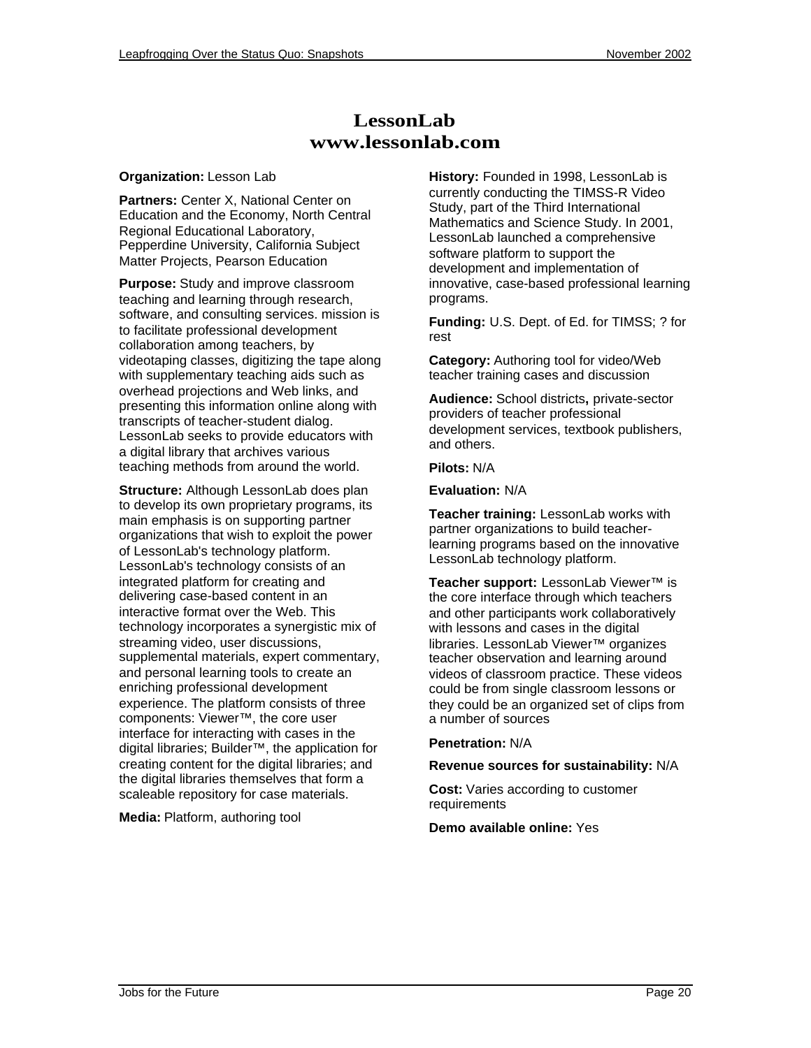# LessonLab
# www.lessonlab.com

**Organization:** Lesson Lab

**Partners:** Center X, National Center on Education and the Economy, North Central Regional Educational Laboratory, Pepperdine University, California Subject Matter Projects, Pearson Education

**Purpose:** Study and improve classroom teaching and learning through research, software, and consulting services. mission is to facilitate professional development collaboration among teachers, by videotaping classes, digitizing the tape along with supplementary teaching aids such as overhead projections and Web links, and presenting this information online along with transcripts of teacher-student dialog. LessonLab seeks to provide educators with a digital library that archives various teaching methods from around the world.

**Structure:** Although LessonLab does plan to develop its own proprietary programs, its main emphasis is on supporting partner organizations that wish to exploit the power of LessonLab's technology platform. LessonLab's technology consists of an integrated platform for creating and delivering case-based content in an interactive format over the Web. This technology incorporates a synergistic mix of streaming video, user discussions, supplemental materials, expert commentary, and personal learning tools to create an enriching professional development experience. The platform consists of three components: Viewer™, the core user interface for interacting with cases in the digital libraries; Builder™, the application for creating content for the digital libraries; and the digital libraries themselves that form a scaleable repository for case materials.

**Media:** Platform, authoring tool

**History:** Founded in 1998, LessonLab is currently conducting the TIMSS-R Video Study, part of the Third International Mathematics and Science Study. In 2001, LessonLab launched a comprehensive software platform to support the development and implementation of innovative, case-based professional learning programs.

**Funding:** U.S. Dept. of Ed. for TIMSS; ? for rest

**Category:** Authoring tool for video/Web teacher training cases and discussion

**Audience:** School districts**,** private-sector providers of teacher professional development services, textbook publishers, and others.

**Pilots:** N/A

**Evaluation:** N/A

**Teacher training:** LessonLab works with partner organizations to build teacher-learning programs based on the innovative LessonLab technology platform.

**Teacher support:** LessonLab Viewer™ is the core interface through which teachers and other participants work collaboratively with lessons and cases in the digital libraries. LessonLab Viewer™ organizes teacher observation and learning around videos of classroom practice. These videos could be from single classroom lessons or they could be an organized set of clips from a number of sources

**Penetration:** N/A

**Revenue sources for sustainability:** N/A

**Cost:** Varies according to customer requirements

**Demo available online:** Yes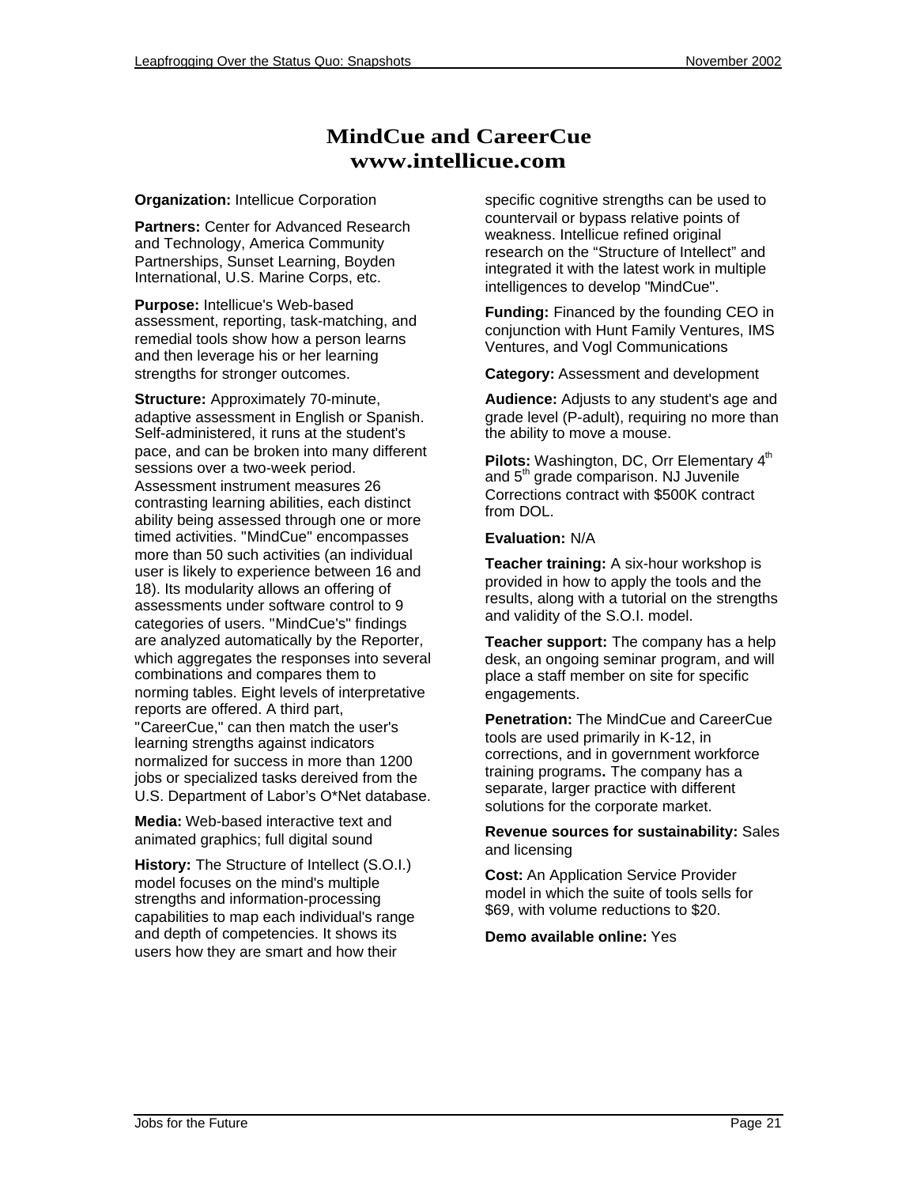# MindCue and CareerCue
# www.intellicue.com

**Organization:** Intellicue Corporation

**Partners:** Center for Advanced Research and Technology, America Community Partnerships, Sunset Learning, Boyden International, U.S. Marine Corps, etc.

**Purpose:** Intellicue's Web-based assessment, reporting, task-matching, and remedial tools show how a person learns and then leverage his or her learning strengths for stronger outcomes.

**Structure:** Approximately 70-minute, adaptive assessment in English or Spanish. Self-administered, it runs at the student's pace, and can be broken into many different sessions over a two-week period. Assessment instrument measures 26 contrasting learning abilities, each distinct ability being assessed through one or more timed activities. "MindCue" encompasses more than 50 such activities (an individual user is likely to experience between 16 and 18). Its modularity allows an offering of assessments under software control to 9 categories of users. "MindCue's" findings are analyzed automatically by the Reporter, which aggregates the responses into several combinations and compares them to norming tables. Eight levels of interpretative reports are offered. A third part, "CareerCue," can then match the user's learning strengths against indicators normalized for success in more than 1200 jobs or specialized tasks dereived from the U.S. Department of Labor's O*Net database.

**Media:** Web-based interactive text and animated graphics; full digital sound

**History:** The Structure of Intellect (S.O.I.) model focuses on the mind's multiple strengths and information-processing capabilities to map each individual's range and depth of competencies. It shows its users how they are smart and how their specific cognitive strengths can be used to countervail or bypass relative points of weakness. Intellicue refined original research on the "Structure of Intellect" and integrated it with the latest work in multiple intelligences to develop "MindCue".

**Funding:** Financed by the founding CEO in conjunction with Hunt Family Ventures, IMS Ventures, and Vogl Communications

**Category:** Assessment and development

**Audience:** Adjusts to any student's age and grade level (P-adult), requiring no more than the ability to move a mouse.

**Pilots:** Washington, DC, Orr Elementary 4th and 5th grade comparison. NJ Juvenile Corrections contract with $500K contract from DOL.

**Evaluation:** N/A

**Teacher training:** A six-hour workshop is provided in how to apply the tools and the results, along with a tutorial on the strengths and validity of the S.O.I. model.

**Teacher support:** The company has a help desk, an ongoing seminar program, and will place a staff member on site for specific engagements.

**Penetration:** The MindCue and CareerCue tools are used primarily in K-12, in corrections, and in government workforce training programs**.** The company has a separate, larger practice with different solutions for the corporate market.

**Revenue sources for sustainability:** Sales and licensing

**Cost:** An Application Service Provider model in which the suite of tools sells for $69, with volume reductions to $20.

**Demo available online:** Yes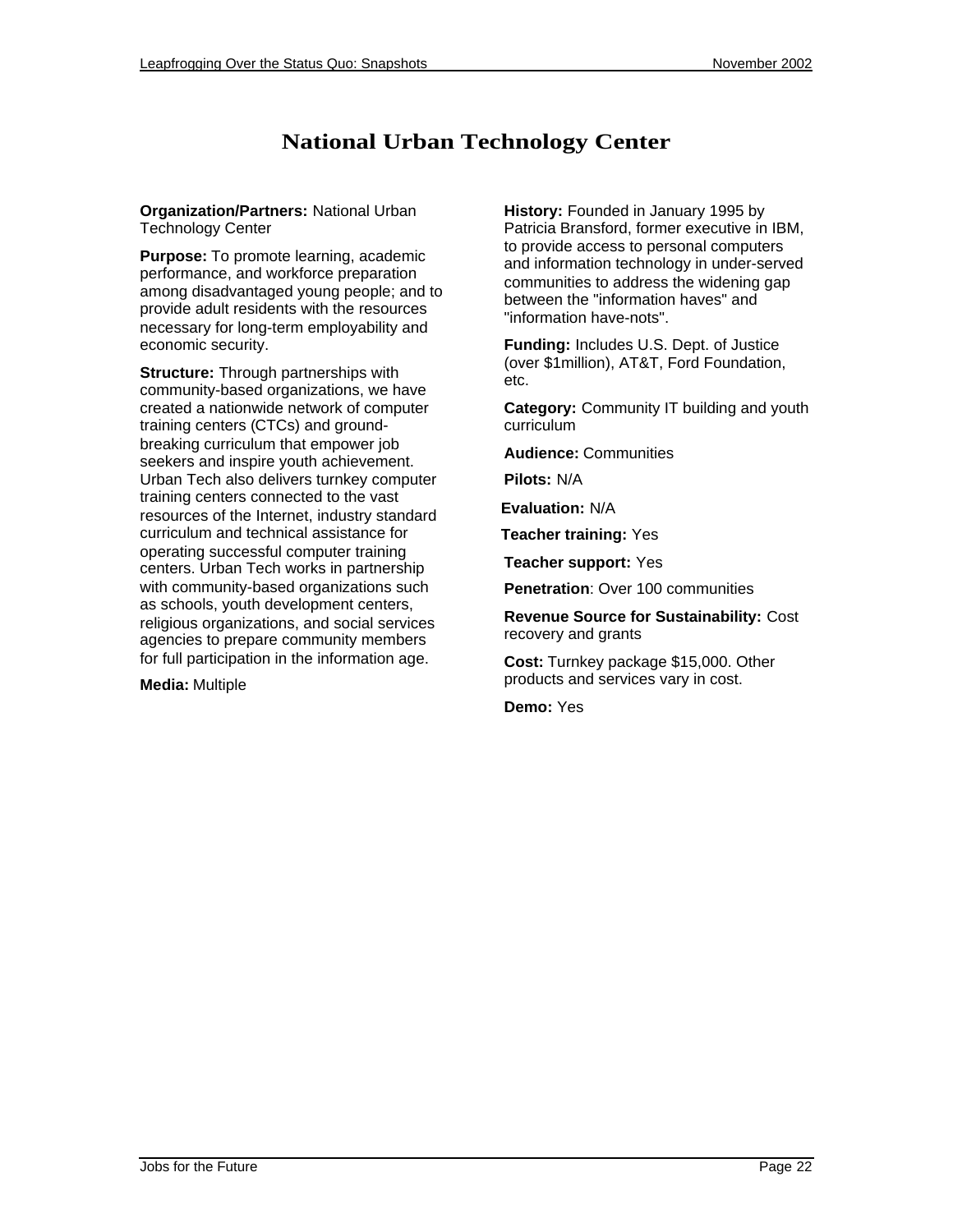# National Urban Technology Center

**Organization/Partners:** National Urban Technology Center

**Purpose:** To promote learning, academic performance, and workforce preparation among disadvantaged young people; and to provide adult residents with the resources necessary for long-term employability and economic security.

**Structure:** Through partnerships with community-based organizations, we have created a nationwide network of computer training centers (CTCs) and ground-breaking curriculum that empower job seekers and inspire youth achievement. Urban Tech also delivers turnkey computer training centers connected to the vast resources of the Internet, industry standard curriculum and technical assistance for operating successful computer training centers. Urban Tech works in partnership with community-based organizations such as schools, youth development centers, religious organizations, and social services agencies to prepare community members for full participation in the information age.

**Media:** Multiple

**History:** Founded in January 1995 by Patricia Bransford, former executive in IBM, to provide access to personal computers and information technology in under-served communities to address the widening gap between the "information haves" and "information have-nots".

**Funding:** Includes U.S. Dept. of Justice (over $1million), AT&T, Ford Foundation, etc.

**Category:** Community IT building and youth curriculum

**Audience:** Communities

**Pilots:** N/A

**Evaluation:** N/A

**Teacher training:** Yes

**Teacher support:** Yes

**Penetration**: Over 100 communities

**Revenue Source for Sustainability:** Cost recovery and grants

**Cost:** Turnkey package $15,000. Other products and services vary in cost.

**Demo:** Yes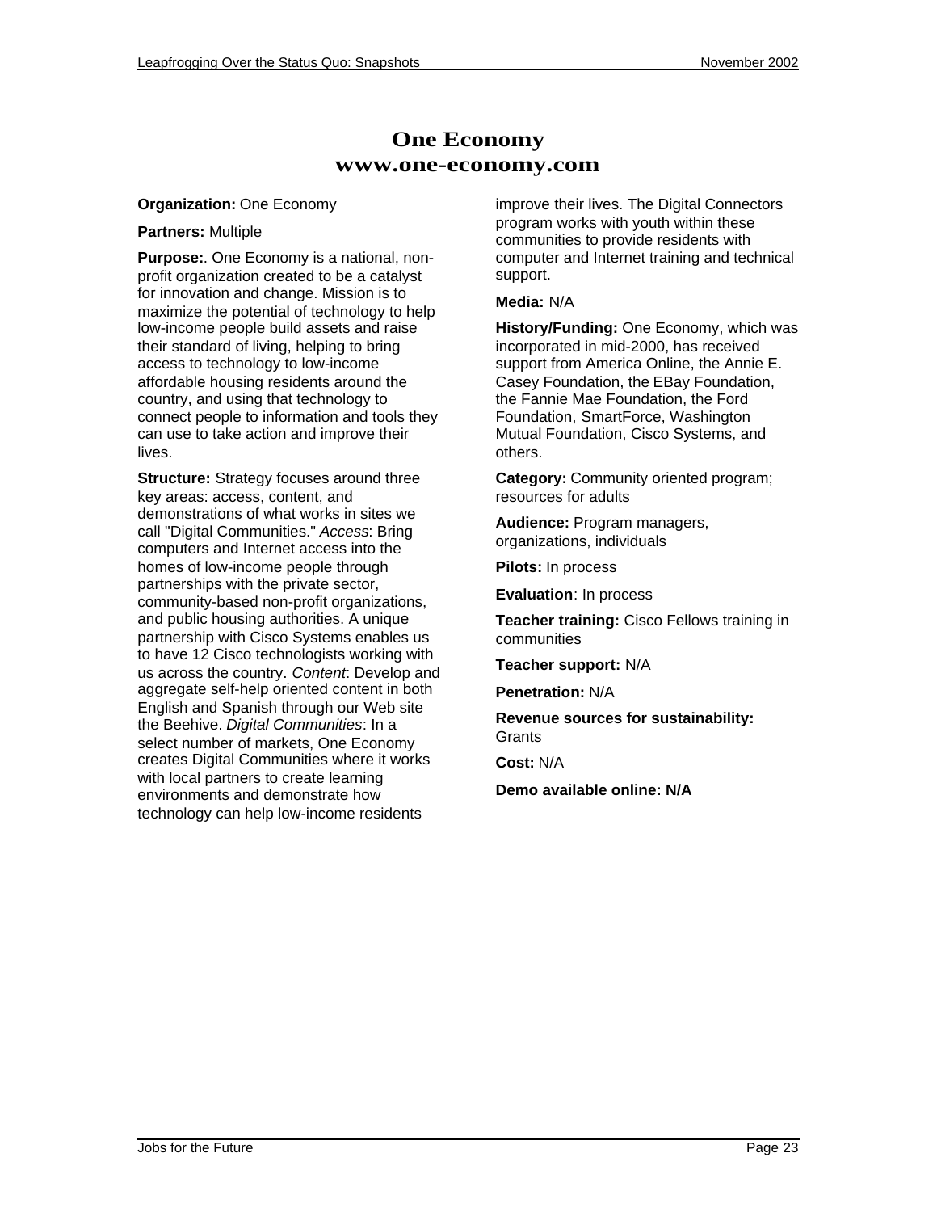# One Economy
# www.one-economy.com

**Organization:** One Economy

**Partners:** Multiple

**Purpose:**. One Economy is a national, non-profit organization created to be a catalyst for innovation and change. Mission is to maximize the potential of technology to help low-income people build assets and raise their standard of living, helping to bring access to technology to low-income affordable housing residents around the country, and using that technology to connect people to information and tools they can use to take action and improve their lives.

**Structure:** Strategy focuses around three key areas: access, content, and demonstrations of what works in sites we call "Digital Communities." *Access*: Bring computers and Internet access into the homes of low-income people through partnerships with the private sector, community-based non-profit organizations, and public housing authorities. A unique partnership with Cisco Systems enables us to have 12 Cisco technologists working with us across the country. *Content*: Develop and aggregate self-help oriented content in both English and Spanish through our Web site the Beehive. *Digital Communities*: In a select number of markets, One Economy creates Digital Communities where it works with local partners to create learning environments and demonstrate how technology can help low-income residents improve their lives. The Digital Connectors program works with youth within these communities to provide residents with computer and Internet training and technical support.

**Media:** N/A

**History/Funding:** One Economy, which was incorporated in mid-2000, has received support from America Online, the Annie E. Casey Foundation, the EBay Foundation, the Fannie Mae Foundation, the Ford Foundation, SmartForce, Washington Mutual Foundation, Cisco Systems, and others.

**Category:** Community oriented program; resources for adults

**Audience:** Program managers, organizations, individuals

**Pilots:** In process

**Evaluation**: In process

**Teacher training:** Cisco Fellows training in communities

**Teacher support:** N/A

**Penetration:** N/A

**Revenue sources for sustainability:** Grants

**Cost:** N/A

**Demo available online: N/A**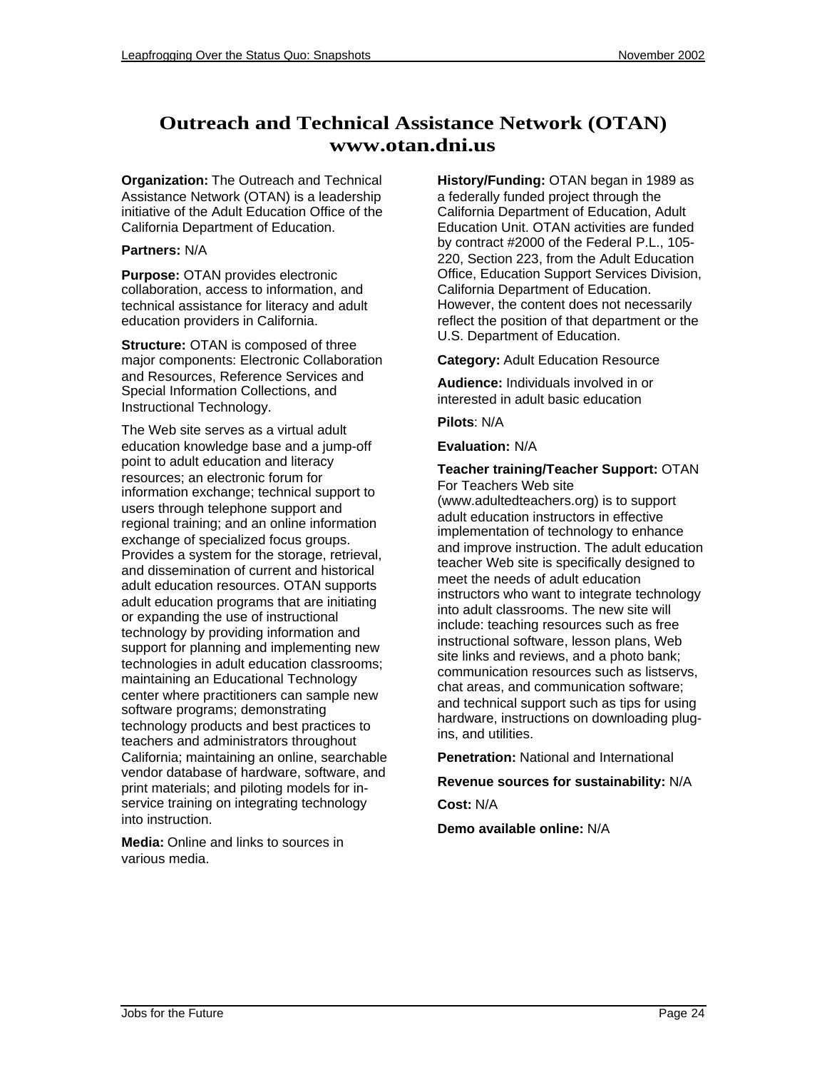# Outreach and Technical Assistance Network (OTAN)
# www.otan.dni.us

**Organization:** The Outreach and Technical Assistance Network (OTAN) is a leadership initiative of the Adult Education Office of the California Department of Education.

**Partners:** N/A

**Purpose:** OTAN provides electronic collaboration, access to information, and technical assistance for literacy and adult education providers in California.

**Structure:** OTAN is composed of three major components: Electronic Collaboration and Resources, Reference Services and Special Information Collections, and Instructional Technology.

The Web site serves as a virtual adult education knowledge base and a jump-off point to adult education and literacy resources; an electronic forum for information exchange; technical support to users through telephone support and regional training; and an online information exchange of specialized focus groups. Provides a system for the storage, retrieval, and dissemination of current and historical adult education resources. OTAN supports adult education programs that are initiating or expanding the use of instructional technology by providing information and support for planning and implementing new technologies in adult education classrooms; maintaining an Educational Technology center where practitioners can sample new software programs; demonstrating technology products and best practices to teachers and administrators throughout California; maintaining an online, searchable vendor database of hardware, software, and print materials; and piloting models for in-service training on integrating technology into instruction.

**Media:** Online and links to sources in various media.

**History/Funding:** OTAN began in 1989 as a federally funded project through the California Department of Education, Adult Education Unit. OTAN activities are funded by contract #2000 of the Federal P.L., 105-220, Section 223, from the Adult Education Office, Education Support Services Division, California Department of Education. However, the content does not necessarily reflect the position of that department or the U.S. Department of Education.

**Category:** Adult Education Resource

**Audience:** Individuals involved in or interested in adult basic education

**Pilots**: N/A

**Evaluation:** N/A

**Teacher training/Teacher Support:** OTAN For Teachers Web site (www.adultedteachers.org) is to support adult education instructors in effective implementation of technology to enhance and improve instruction. The adult education teacher Web site is specifically designed to meet the needs of adult education instructors who want to integrate technology into adult classrooms. The new site will include: teaching resources such as free instructional software, lesson plans, Web site links and reviews, and a photo bank; communication resources such as listservs, chat areas, and communication software; and technical support such as tips for using hardware, instructions on downloading plug-ins, and utilities.

**Penetration:** National and International

**Revenue sources for sustainability:** N/A

**Cost:** N/A

**Demo available online:** N/A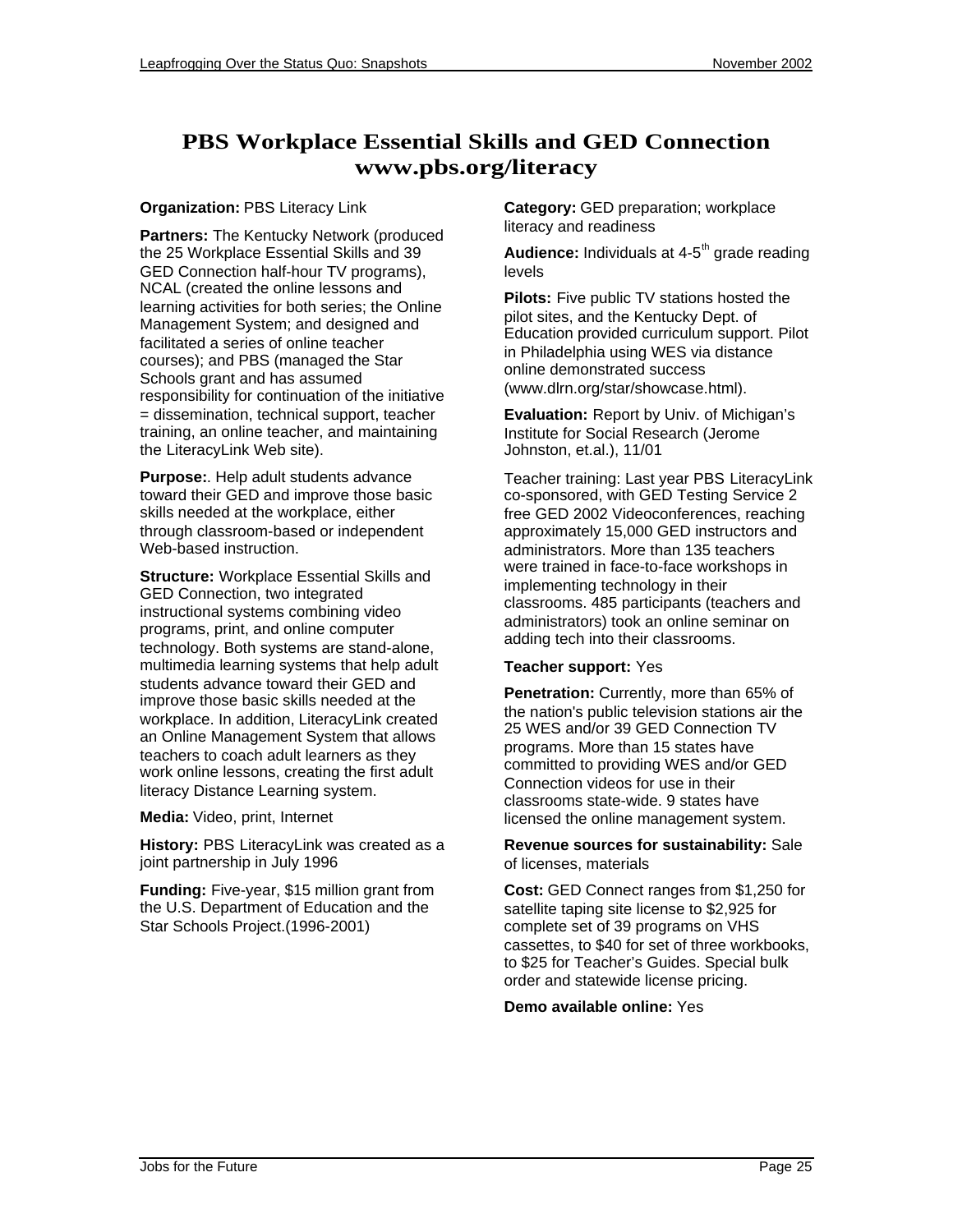# PBS Workplace Essential Skills and GED Connection
# www.pbs.org/literacy

**Organization:** PBS Literacy Link

**Partners:** The Kentucky Network (produced the 25 Workplace Essential Skills and 39 GED Connection half-hour TV programs), NCAL (created the online lessons and learning activities for both series; the Online Management System; and designed and facilitated a series of online teacher courses); and PBS (managed the Star Schools grant and has assumed responsibility for continuation of the initiative = dissemination, technical support, teacher training, an online teacher, and maintaining the LiteracyLink Web site).

**Purpose:**. Help adult students advance toward their GED and improve those basic skills needed at the workplace, either through classroom-based or independent Web-based instruction.

**Structure:** Workplace Essential Skills and GED Connection, two integrated instructional systems combining video programs, print, and online computer technology. Both systems are stand-alone, multimedia learning systems that help adult students advance toward their GED and improve those basic skills needed at the workplace. In addition, LiteracyLink created an Online Management System that allows teachers to coach adult learners as they work online lessons, creating the first adult literacy Distance Learning system.

**Media:** Video, print, Internet

**History:** PBS LiteracyLink was created as a joint partnership in July 1996

**Funding:** Five-year, $15 million grant from the U.S. Department of Education and the Star Schools Project.(1996-2001)

**Category:** GED preparation; workplace literacy and readiness

**Audience:** Individuals at 4-5th grade reading levels

**Pilots:** Five public TV stations hosted the pilot sites, and the Kentucky Dept. of Education provided curriculum support. Pilot in Philadelphia using WES via distance online demonstrated success (www.dlrn.org/star/showcase.html).

**Evaluation:** Report by Univ. of Michigan's Institute for Social Research (Jerome Johnston, et.al.), 11/01

Teacher training: Last year PBS LiteracyLink co-sponsored, with GED Testing Service 2 free GED 2002 Videoconferences, reaching approximately 15,000 GED instructors and administrators. More than 135 teachers were trained in face-to-face workshops in implementing technology in their classrooms. 485 participants (teachers and administrators) took an online seminar on adding tech into their classrooms.

**Teacher support:** Yes

**Penetration:** Currently, more than 65% of the nation's public television stations air the 25 WES and/or 39 GED Connection TV programs. More than 15 states have committed to providing WES and/or GED Connection videos for use in their classrooms state-wide. 9 states have licensed the online management system.

**Revenue sources for sustainability:** Sale of licenses, materials

**Cost:** GED Connect ranges from $1,250 for satellite taping site license to $2,925 for complete set of 39 programs on VHS cassettes, to $40 for set of three workbooks, to $25 for Teacher's Guides. Special bulk order and statewide license pricing.

**Demo available online:** Yes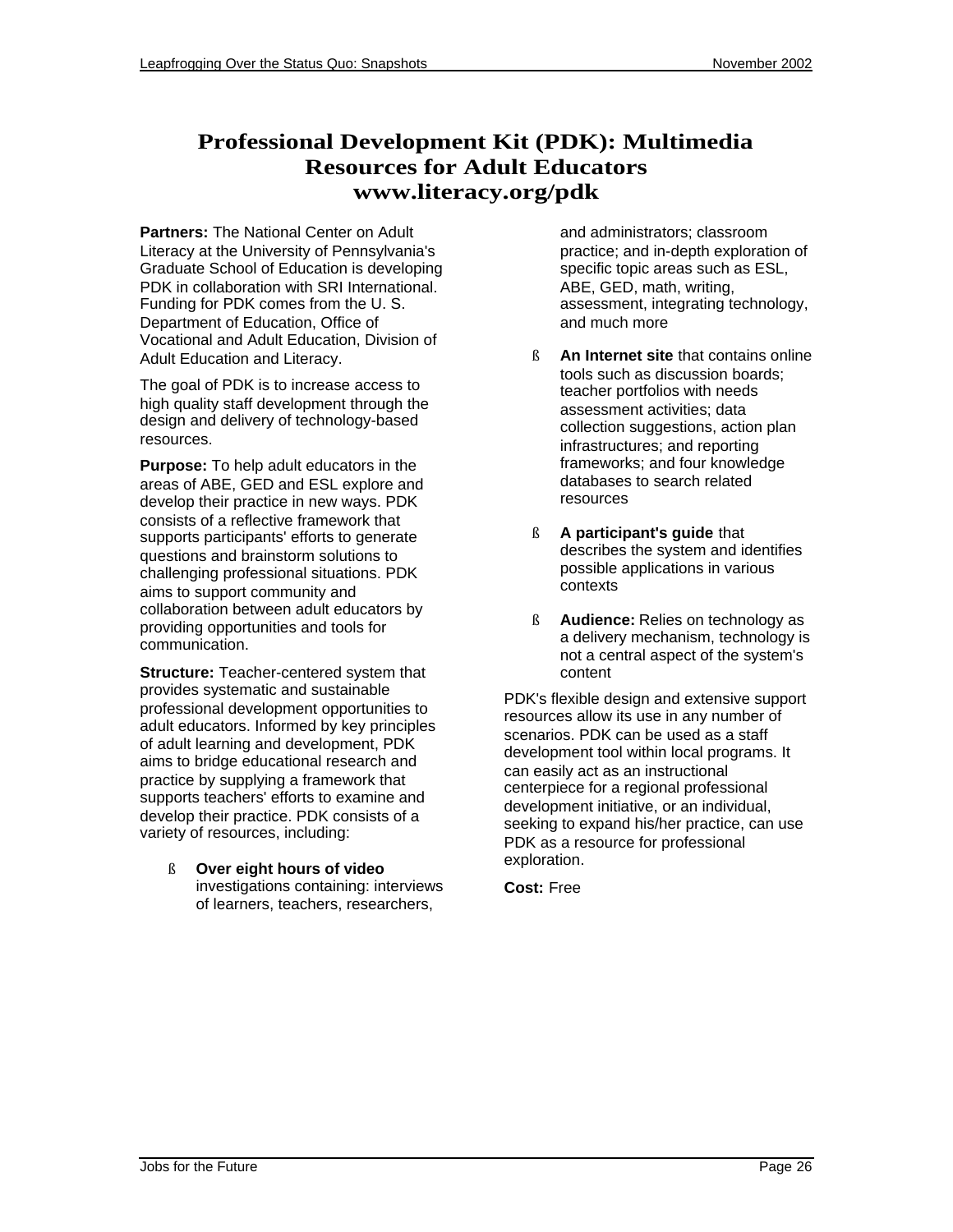# Professional Development Kit (PDK): Multimedia Resources for Adult Educators
# www.literacy.org/pdk

**Partners:** The National Center on Adult Literacy at the University of Pennsylvania's Graduate School of Education is developing PDK in collaboration with SRI International. Funding for PDK comes from the U. S. Department of Education, Office of Vocational and Adult Education, Division of Adult Education and Literacy.

The goal of PDK is to increase access to high quality staff development through the design and delivery of technology-based resources.

**Purpose:** To help adult educators in the areas of ABE, GED and ESL explore and develop their practice in new ways. PDK consists of a reflective framework that supports participants' efforts to generate questions and brainstorm solutions to challenging professional situations. PDK aims to support community and collaboration between adult educators by providing opportunities and tools for communication.

**Structure:** Teacher-centered system that provides systematic and sustainable professional development opportunities to adult educators. Informed by key principles of adult learning and development, PDK aims to bridge educational research and practice by supplying a framework that supports teachers' efforts to examine and develop their practice. PDK consists of a variety of resources, including:

- **Over eight hours of video** investigations containing: interviews of learners, teachers, researchers, and administrators; classroom practice; and in-depth exploration of specific topic areas such as ESL, ABE, GED, math, writing, assessment, integrating technology, and much more
- **An Internet site** that contains online tools such as discussion boards; teacher portfolios with needs assessment activities; data collection suggestions, action plan infrastructures; and reporting frameworks; and four knowledge databases to search related resources
- **A participant's guide** that describes the system and identifies possible applications in various contexts
- **Audience:** Relies on technology as a delivery mechanism, technology is not a central aspect of the system's content

PDK's flexible design and extensive support resources allow its use in any number of scenarios. PDK can be used as a staff development tool within local programs. It can easily act as an instructional centerpiece for a regional professional development initiative, or an individual, seeking to expand his/her practice, can use PDK as a resource for professional exploration.

**Cost:** Free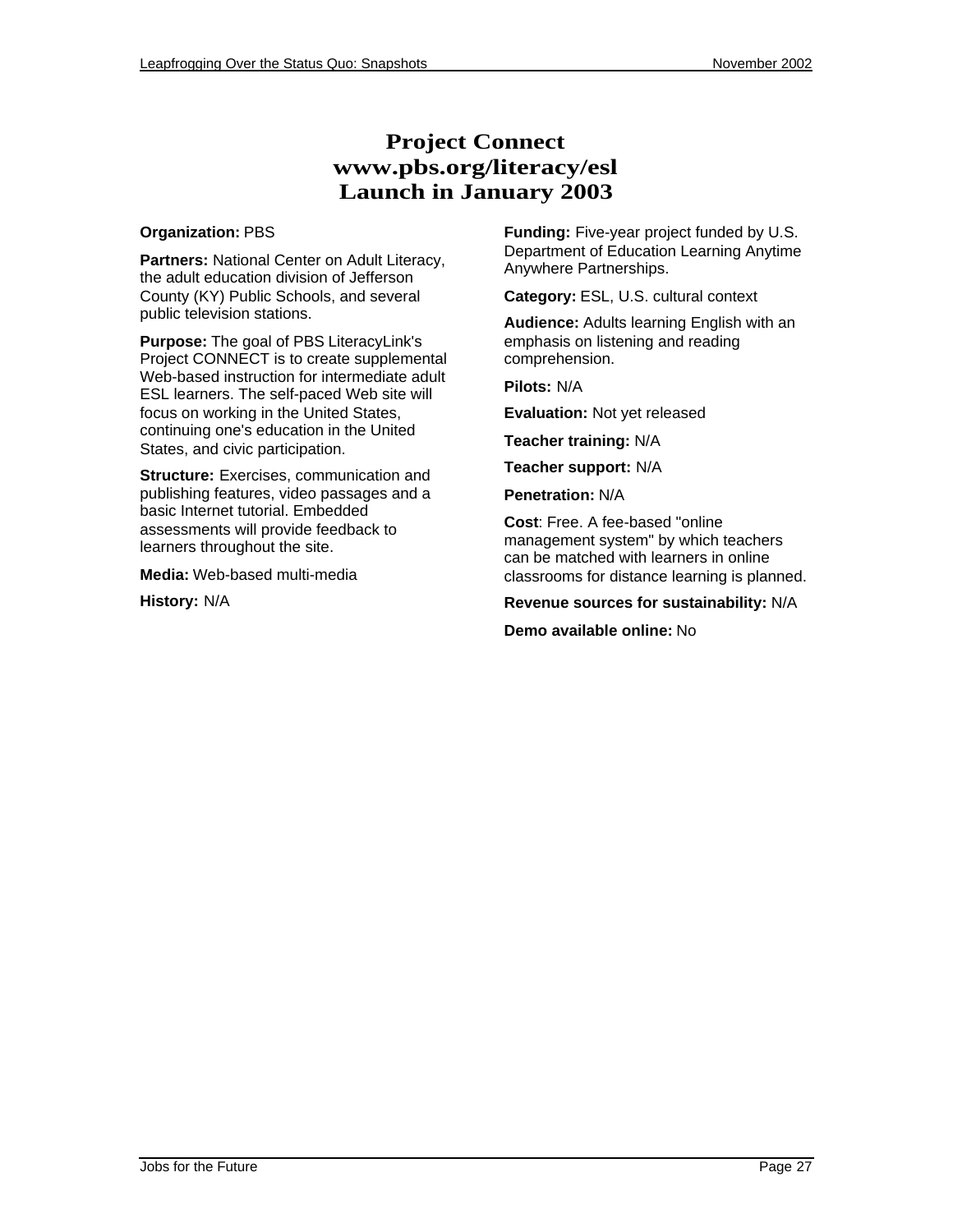# Project Connect
# www.pbs.org/literacy/esl
# Launch in January 2003

**Organization:** PBS

**Partners:** National Center on Adult Literacy, the adult education division of Jefferson County (KY) Public Schools, and several public television stations.

**Purpose:** The goal of PBS LiteracyLink's Project CONNECT is to create supplemental Web-based instruction for intermediate adult ESL learners. The self-paced Web site will focus on working in the United States, continuing one's education in the United States, and civic participation.

**Structure:** Exercises, communication and publishing features, video passages and a basic Internet tutorial. Embedded assessments will provide feedback to learners throughout the site.

**Media:** Web-based multi-media

**History:** N/A

**Funding:** Five-year project funded by U.S. Department of Education Learning Anytime Anywhere Partnerships.

**Category:** ESL, U.S. cultural context

**Audience:** Adults learning English with an emphasis on listening and reading comprehension.

**Pilots:** N/A

**Evaluation:** Not yet released

**Teacher training:** N/A

**Teacher support:** N/A

**Penetration:** N/A

**Cost**: Free. A fee-based "online management system" by which teachers can be matched with learners in online classrooms for distance learning is planned.

**Revenue sources for sustainability:** N/A

**Demo available online:** No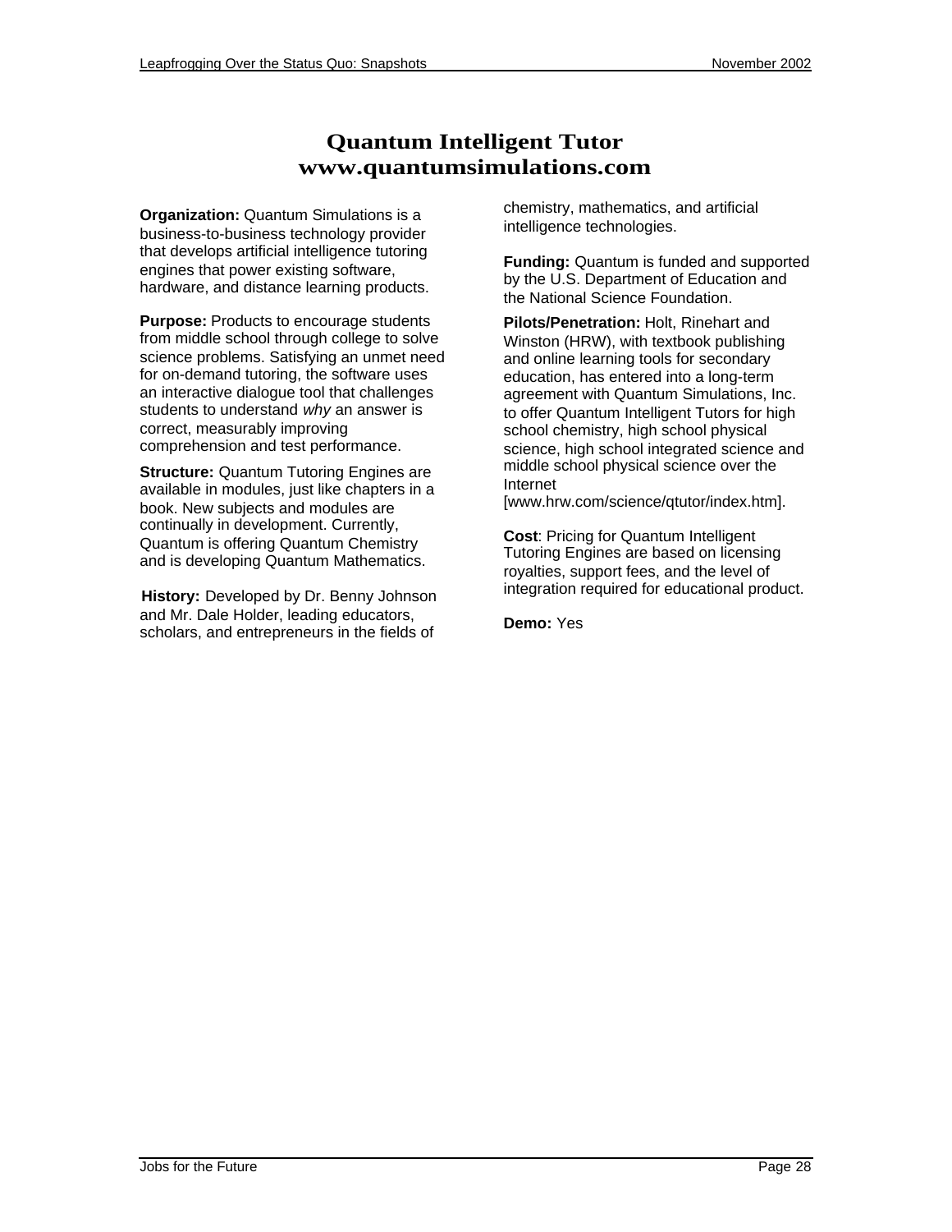# Quantum Intelligent Tutor
# www.quantumsimulations.com

**Organization:** Quantum Simulations is a business-to-business technology provider that develops artificial intelligence tutoring engines that power existing software, hardware, and distance learning products.

**Purpose:** Products to encourage students from middle school through college to solve science problems. Satisfying an unmet need for on-demand tutoring, the software uses an interactive dialogue tool that challenges students to understand *why* an answer is correct, measurably improving comprehension and test performance.

**Structure:** Quantum Tutoring Engines are available in modules, just like chapters in a book. New subjects and modules are continually in development. Currently, Quantum is offering Quantum Chemistry and is developing Quantum Mathematics.

**History:** Developed by Dr. Benny Johnson and Mr. Dale Holder, leading educators, scholars, and entrepreneurs in the fields of chemistry, mathematics, and artificial intelligence technologies.

**Funding:** Quantum is funded and supported by the U.S. Department of Education and the National Science Foundation.

**Pilots/Penetration:** Holt, Rinehart and Winston (HRW), with textbook publishing and online learning tools for secondary education, has entered into a long-term agreement with Quantum Simulations, Inc. to offer Quantum Intelligent Tutors for high school chemistry, high school physical science, high school integrated science and middle school physical science over the Internet [www.hrw.com/science/qtutor/index.htm].

**Cost**: Pricing for Quantum Intelligent Tutoring Engines are based on licensing royalties, support fees, and the level of integration required for educational product.

**Demo:** Yes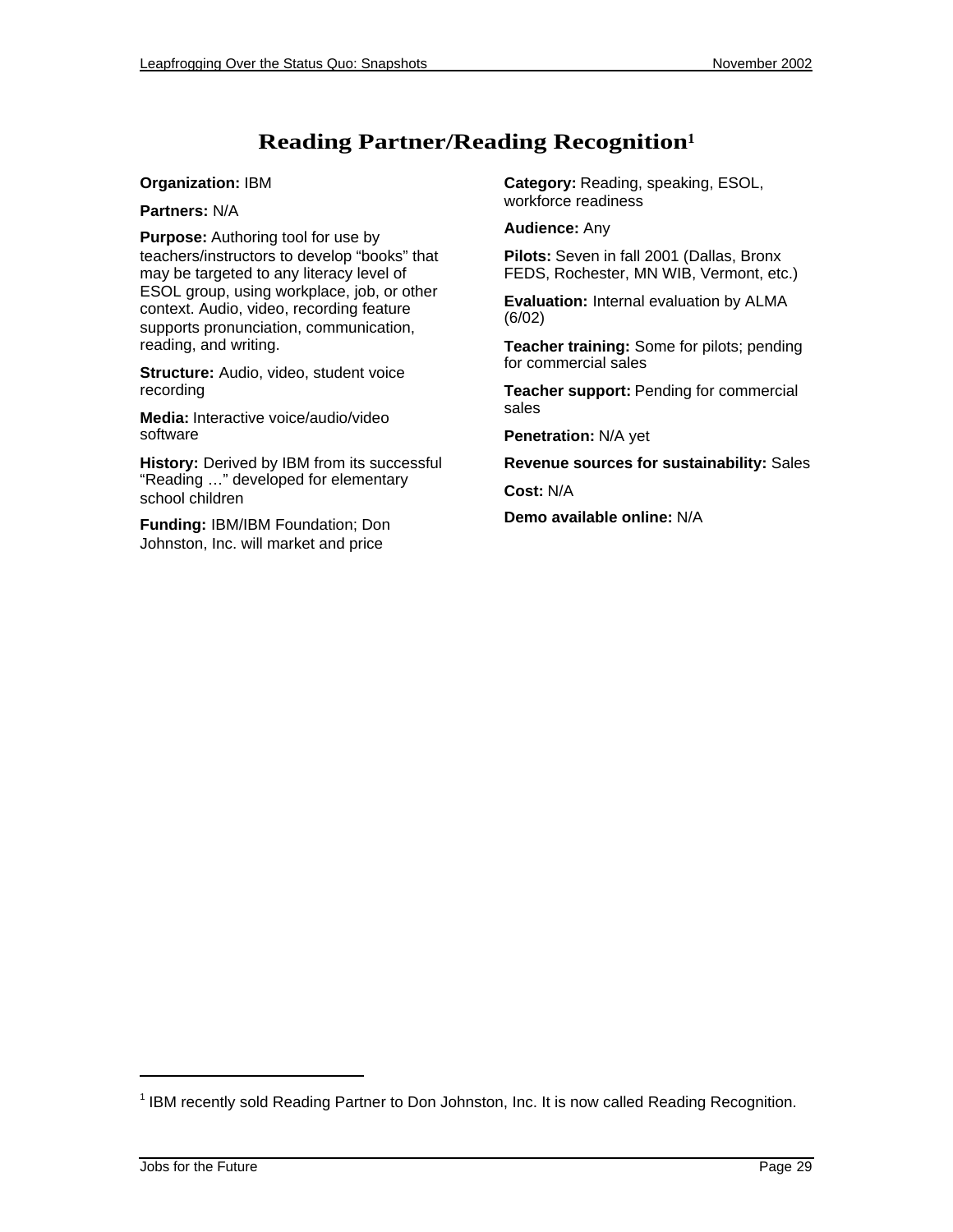# Reading Partner/Reading Recognition[1]

**Organization:** IBM

**Partners:** N/A

**Purpose:** Authoring tool for use by teachers/instructors to develop "books" that may be targeted to any literacy level of ESOL group, using workplace, job, or other context. Audio, video, recording feature supports pronunciation, communication, reading, and writing.

**Structure:** Audio, video, student voice recording

**Media:** Interactive voice/audio/video software

**History:** Derived by IBM from its successful "Reading …" developed for elementary school children

**Funding:** IBM/IBM Foundation; Don Johnston, Inc. will market and price

**Category:** Reading, speaking, ESOL, workforce readiness

**Audience:** Any

**Pilots:** Seven in fall 2001 (Dallas, Bronx FEDS, Rochester, MN WIB, Vermont, etc.)

**Evaluation:** Internal evaluation by ALMA (6/02)

**Teacher training:** Some for pilots; pending for commercial sales

**Teacher support:** Pending for commercial sales

**Penetration:** N/A yet

**Revenue sources for sustainability:** Sales

**Cost:** N/A

**Demo available online:** N/A

---

[1] IBM recently sold Reading Partner to Don Johnston, Inc. It is now called Reading Recognition.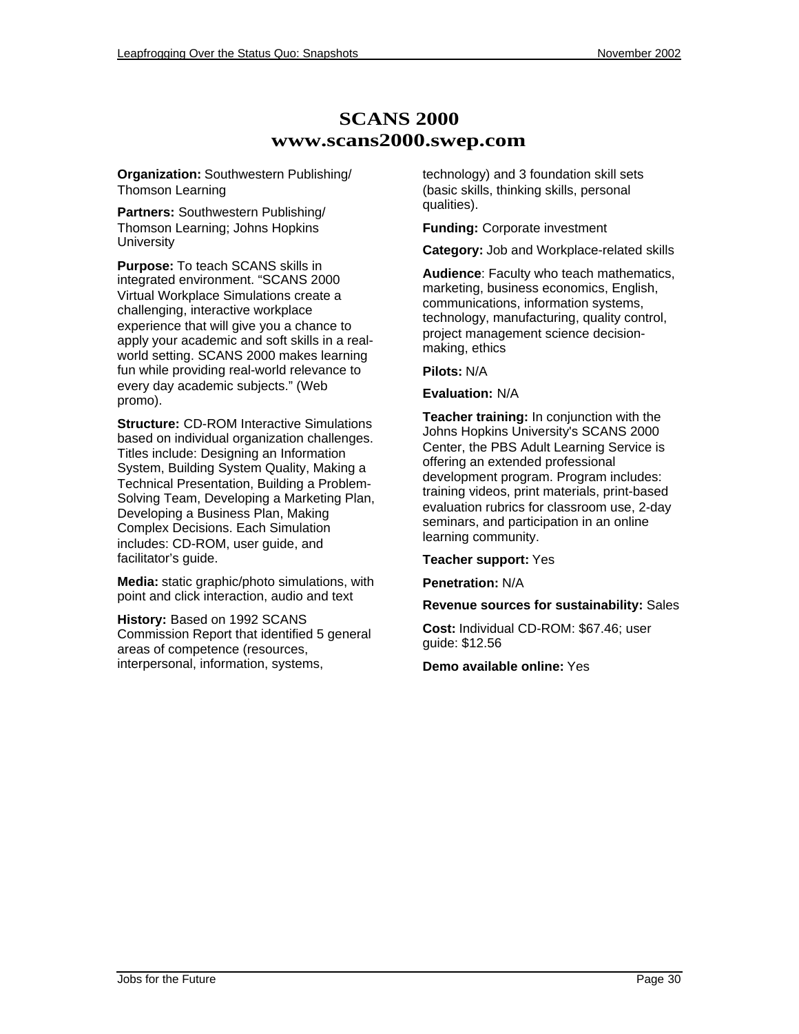# SCANS 2000
# www.scans2000.swep.com

**Organization:** Southwestern Publishing/ Thomson Learning

**Partners:** Southwestern Publishing/ Thomson Learning; Johns Hopkins University

**Purpose:** To teach SCANS skills in integrated environment. "SCANS 2000 Virtual Workplace Simulations create a challenging, interactive workplace experience that will give you a chance to apply your academic and soft skills in a real-world setting. SCANS 2000 makes learning fun while providing real-world relevance to every day academic subjects." (Web promo).

**Structure:** CD-ROM Interactive Simulations based on individual organization challenges. Titles include: Designing an Information System, Building System Quality, Making a Technical Presentation, Building a Problem-Solving Team, Developing a Marketing Plan, Developing a Business Plan, Making Complex Decisions. Each Simulation includes: CD-ROM, user guide, and facilitator's guide.

**Media:** static graphic/photo simulations, with point and click interaction, audio and text

**History:** Based on 1992 SCANS Commission Report that identified 5 general areas of competence (resources, interpersonal, information, systems, technology) and 3 foundation skill sets (basic skills, thinking skills, personal qualities).

**Funding:** Corporate investment

**Category:** Job and Workplace-related skills

**Audience**: Faculty who teach mathematics, marketing, business economics, English, communications, information systems, technology, manufacturing, quality control, project management science decision-making, ethics

**Pilots:** N/A

**Evaluation:** N/A

**Teacher training:** In conjunction with the Johns Hopkins University's SCANS 2000 Center, the PBS Adult Learning Service is offering an extended professional development program. Program includes: training videos, print materials, print-based evaluation rubrics for classroom use, 2-day seminars, and participation in an online learning community.

**Teacher support:** Yes

**Penetration:** N/A

**Revenue sources for sustainability:** Sales

**Cost:** Individual CD-ROM: $67.46; user guide: $12.56

**Demo available online:** Yes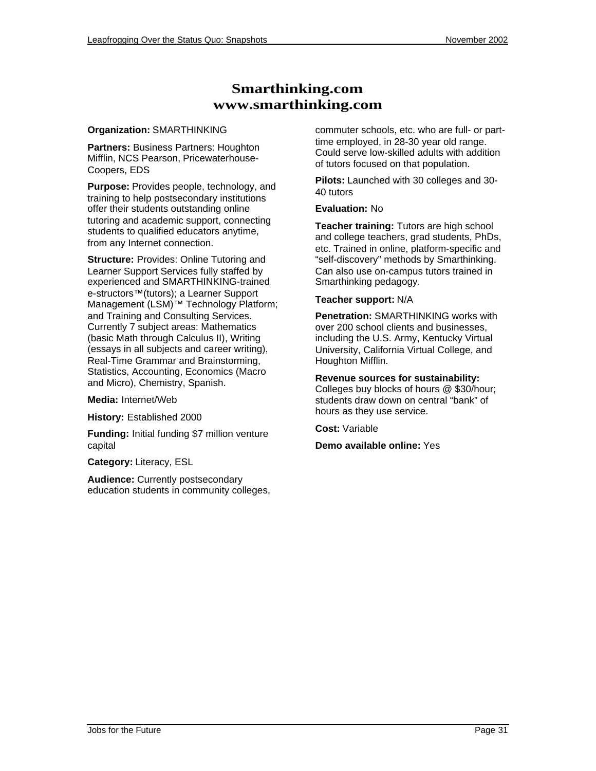# Smarthinking.com
# www.smarthinking.com

**Organization:** SMARTHINKING

**Partners:** Business Partners: Houghton Mifflin, NCS Pearson, Pricewaterhouse-Coopers, EDS

**Purpose:** Provides people, technology, and training to help postsecondary institutions offer their students outstanding online tutoring and academic support, connecting students to qualified educators anytime, from any Internet connection.

**Structure:** Provides: Online Tutoring and Learner Support Services fully staffed by experienced and SMARTHINKING-trained e-structors™(tutors); a Learner Support Management (LSM)™ Technology Platform; and Training and Consulting Services. Currently 7 subject areas: Mathematics (basic Math through Calculus II), Writing (essays in all subjects and career writing), Real-Time Grammar and Brainstorming, Statistics, Accounting, Economics (Macro and Micro), Chemistry, Spanish.

**Media:** Internet/Web

**History:** Established 2000

**Funding:** Initial funding $7 million venture capital

**Category:** Literacy, ESL

**Audience:** Currently postsecondary education students in community colleges, commuter schools, etc. who are full- or part-time employed, in 28-30 year old range. Could serve low-skilled adults with addition of tutors focused on that population.

**Pilots:** Launched with 30 colleges and 30-40 tutors

**Evaluation:** No

**Teacher training:** Tutors are high school and college teachers, grad students, PhDs, etc. Trained in online, platform-specific and “self-discovery” methods by Smarthinking. Can also use on-campus tutors trained in Smarthinking pedagogy.

**Teacher support:** N/A

**Penetration:** SMARTHINKING works with over 200 school clients and businesses, including the U.S. Army, Kentucky Virtual University, California Virtual College, and Houghton Mifflin.

**Revenue sources for sustainability:** Colleges buy blocks of hours @ $30/hour; students draw down on central “bank” of hours as they use service.

**Cost:** Variable

**Demo available online:** Yes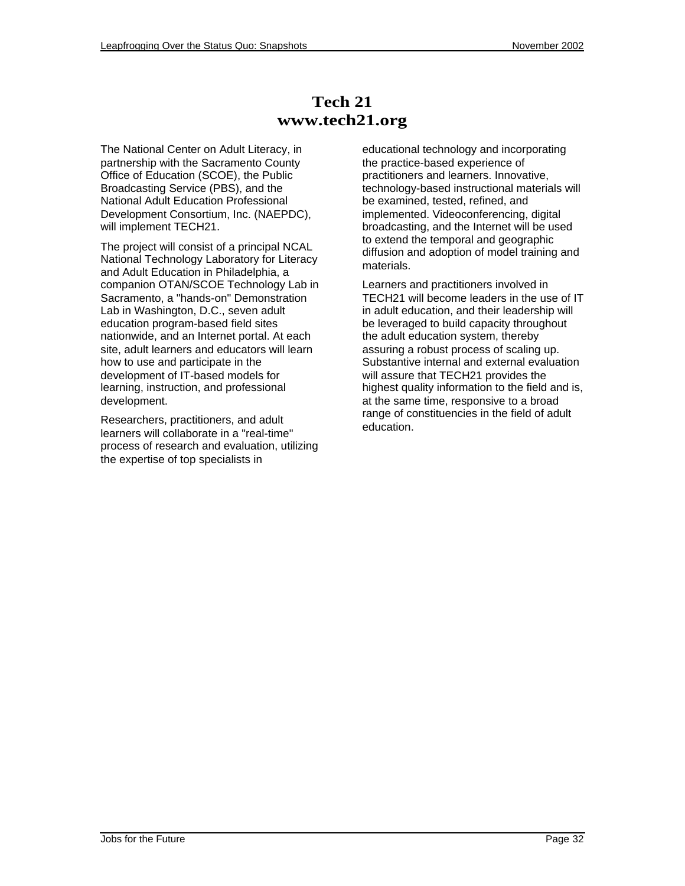# Tech 21
# www.tech21.org

The National Center on Adult Literacy, in partnership with the Sacramento County Office of Education (SCOE), the Public Broadcasting Service (PBS), and the National Adult Education Professional Development Consortium, Inc. (NAEPDC), will implement TECH21.

The project will consist of a principal NCAL National Technology Laboratory for Literacy and Adult Education in Philadelphia, a companion OTAN/SCOE Technology Lab in Sacramento, a "hands-on" Demonstration Lab in Washington, D.C., seven adult education program-based field sites nationwide, and an Internet portal. At each site, adult learners and educators will learn how to use and participate in the development of IT-based models for learning, instruction, and professional development.

Researchers, practitioners, and adult learners will collaborate in a "real-time" process of research and evaluation, utilizing the expertise of top specialists in educational technology and incorporating the practice-based experience of practitioners and learners. Innovative, technology-based instructional materials will be examined, tested, refined, and implemented. Videoconferencing, digital broadcasting, and the Internet will be used to extend the temporal and geographic diffusion and adoption of model training and materials.

Learners and practitioners involved in TECH21 will become leaders in the use of IT in adult education, and their leadership will be leveraged to build capacity throughout the adult education system, thereby assuring a robust process of scaling up. Substantive internal and external evaluation will assure that TECH21 provides the highest quality information to the field and is, at the same time, responsive to a broad range of constituencies in the field of adult education.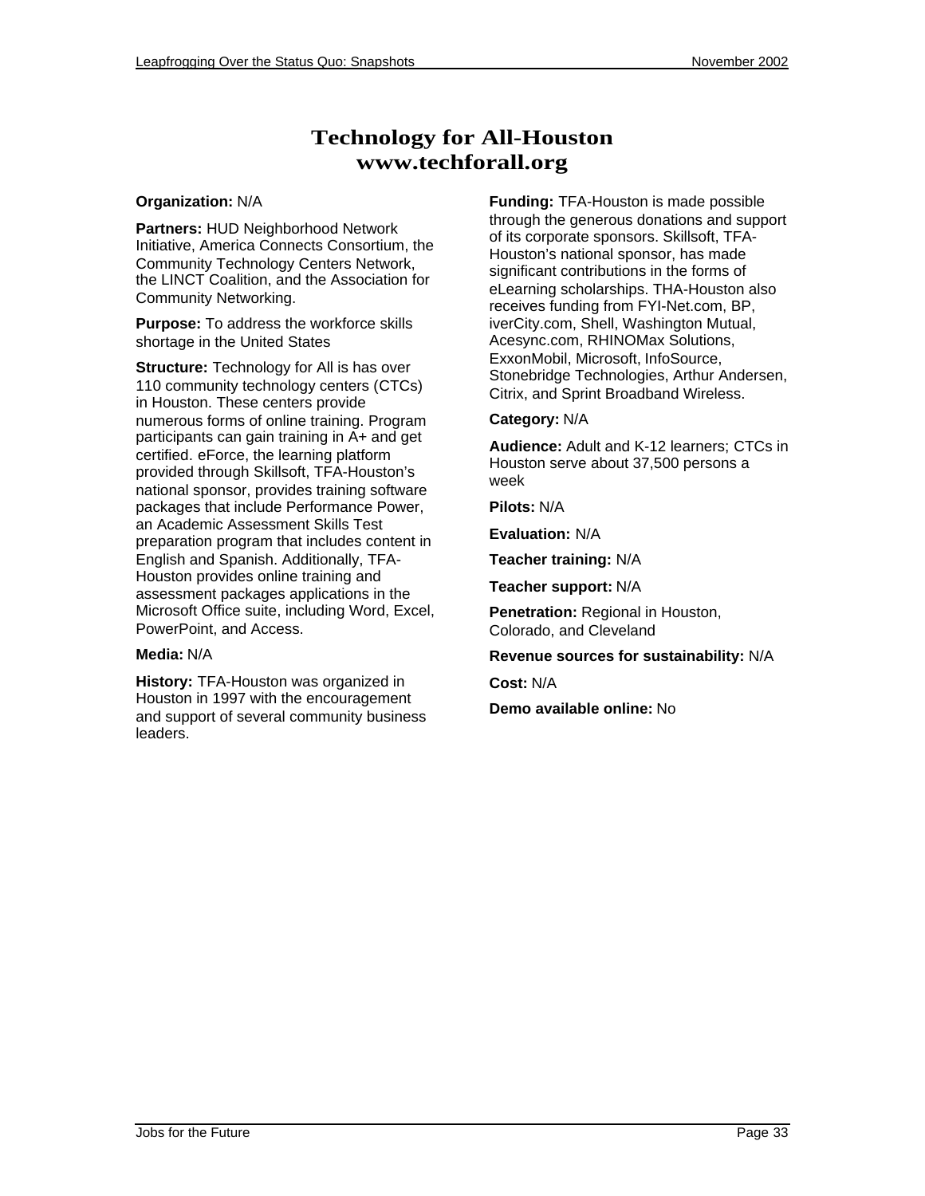# Technology for All-Houston
# www.techforall.org

**Organization:** N/A

**Partners:** HUD Neighborhood Network Initiative, America Connects Consortium, the Community Technology Centers Network, the LINCT Coalition, and the Association for Community Networking.

**Purpose:** To address the workforce skills shortage in the United States

**Structure:** Technology for All is has over 110 community technology centers (CTCs) in Houston. These centers provide numerous forms of online training. Program participants can gain training in A+ and get certified. eForce, the learning platform provided through Skillsoft, TFA-Houston's national sponsor, provides training software packages that include Performance Power, an Academic Assessment Skills Test preparation program that includes content in English and Spanish. Additionally, TFA-Houston provides online training and assessment packages applications in the Microsoft Office suite, including Word, Excel, PowerPoint, and Access.

**Media:** N/A

**History:** TFA-Houston was organized in Houston in 1997 with the encouragement and support of several community business leaders.

**Funding:** TFA-Houston is made possible through the generous donations and support of its corporate sponsors. Skillsoft, TFA-Houston's national sponsor, has made significant contributions in the forms of eLearning scholarships. THA-Houston also receives funding from FYI-Net.com, BP, iverCity.com, Shell, Washington Mutual, Acesync.com, RHINOMax Solutions, ExxonMobil, Microsoft, InfoSource, Stonebridge Technologies, Arthur Andersen, Citrix, and Sprint Broadband Wireless.

**Category:** N/A

**Audience:** Adult and K-12 learners; CTCs in Houston serve about 37,500 persons a week

**Pilots:** N/A

**Evaluation:** N/A

**Teacher training:** N/A

**Teacher support:** N/A

**Penetration:** Regional in Houston, Colorado, and Cleveland

**Revenue sources for sustainability:** N/A

**Cost:** N/A

**Demo available online:** No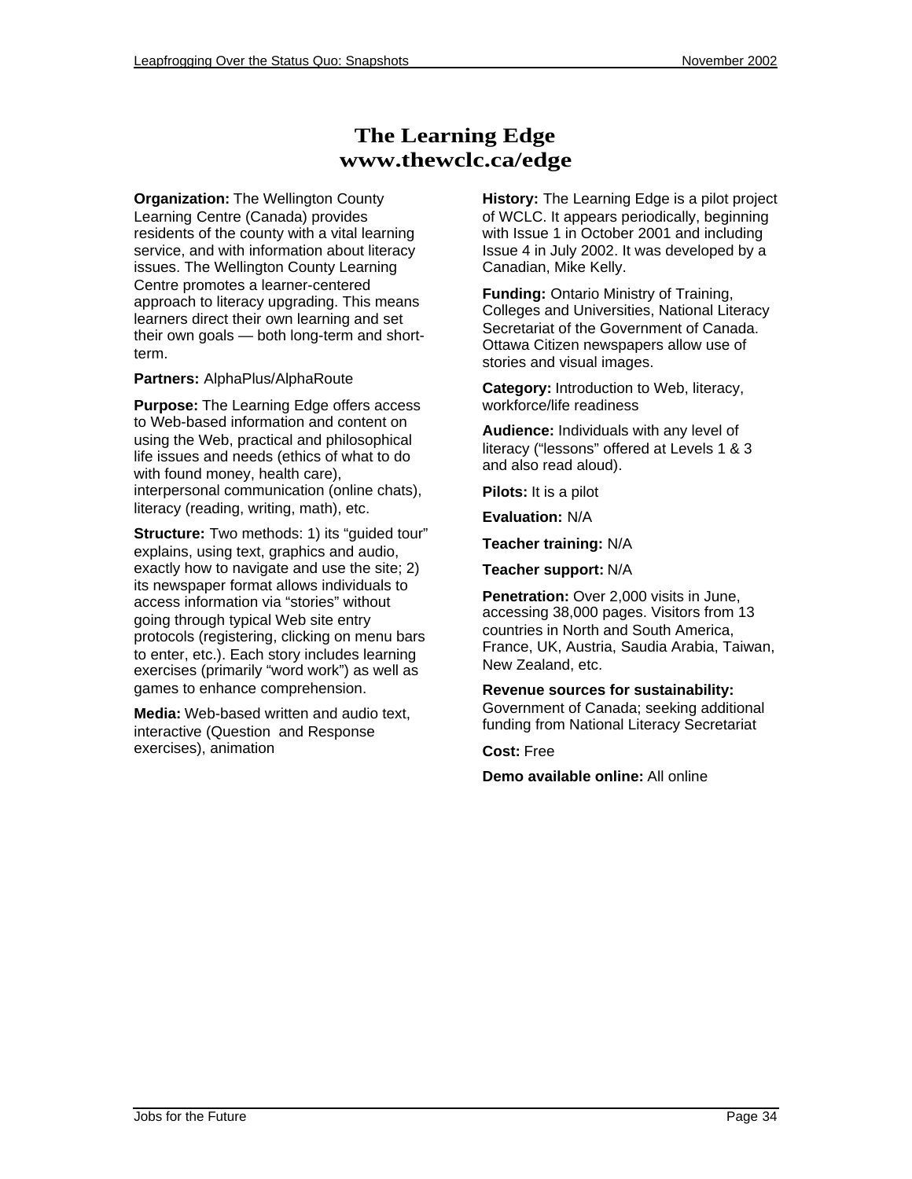# The Learning Edge
# www.thewclc.ca/edge

**Organization:** The Wellington County Learning Centre (Canada) provides residents of the county with a vital learning service, and with information about literacy issues. The Wellington County Learning Centre promotes a learner-centered approach to literacy upgrading. This means learners direct their own learning and set their own goals — both long-term and short-term.

**Partners:** AlphaPlus/AlphaRoute

**Purpose:** The Learning Edge offers access to Web-based information and content on using the Web, practical and philosophical life issues and needs (ethics of what to do with found money, health care), interpersonal communication (online chats), literacy (reading, writing, math), etc.

**Structure:** Two methods: 1) its "guided tour" explains, using text, graphics and audio, exactly how to navigate and use the site; 2) its newspaper format allows individuals to access information via "stories" without going through typical Web site entry protocols (registering, clicking on menu bars to enter, etc.). Each story includes learning exercises (primarily "word work") as well as games to enhance comprehension.

**Media:** Web-based written and audio text, interactive (Question and Response exercises), animation

**History:** The Learning Edge is a pilot project of WCLC. It appears periodically, beginning with Issue 1 in October 2001 and including Issue 4 in July 2002. It was developed by a Canadian, Mike Kelly.

**Funding:** Ontario Ministry of Training, Colleges and Universities, National Literacy Secretariat of the Government of Canada. Ottawa Citizen newspapers allow use of stories and visual images.

**Category:** Introduction to Web, literacy, workforce/life readiness

**Audience:** Individuals with any level of literacy ("lessons" offered at Levels 1 & 3 and also read aloud).

**Pilots:** It is a pilot

**Evaluation:** N/A

**Teacher training:** N/A

**Teacher support:** N/A

**Penetration:** Over 2,000 visits in June, accessing 38,000 pages. Visitors from 13 countries in North and South America, France, UK, Austria, Saudia Arabia, Taiwan, New Zealand, etc.

**Revenue sources for sustainability:** Government of Canada; seeking additional funding from National Literacy Secretariat

**Cost:** Free

**Demo available online:** All online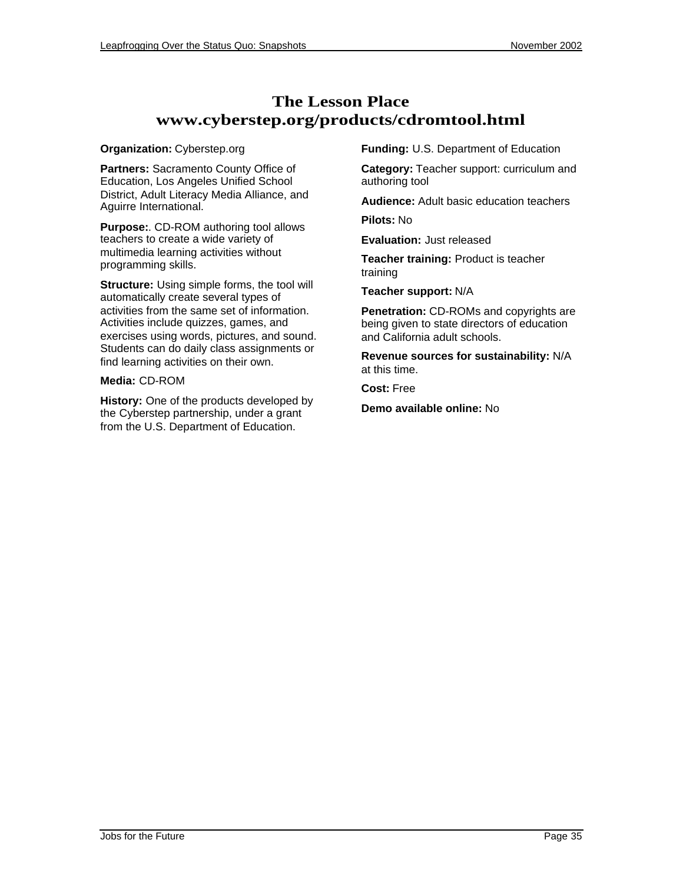# The Lesson Place
# www.cyberstep.org/products/cdromtool.html

**Organization:** Cyberstep.org

**Partners:** Sacramento County Office of Education, Los Angeles Unified School District, Adult Literacy Media Alliance, and Aguirre International.

**Purpose:**. CD-ROM authoring tool allows teachers to create a wide variety of multimedia learning activities without programming skills.

**Structure:** Using simple forms, the tool will automatically create several types of activities from the same set of information. Activities include quizzes, games, and exercises using words, pictures, and sound. Students can do daily class assignments or find learning activities on their own.

**Media:** CD-ROM

**History:** One of the products developed by the Cyberstep partnership, under a grant from the U.S. Department of Education.

**Funding:** U.S. Department of Education

**Category:** Teacher support: curriculum and authoring tool

**Audience:** Adult basic education teachers

**Pilots:** No

**Evaluation:** Just released

**Teacher training:** Product is teacher training

**Teacher support:** N/A

**Penetration:** CD-ROMs and copyrights are being given to state directors of education and California adult schools.

**Revenue sources for sustainability:** N/A at this time.

**Cost:** Free

**Demo available online:** No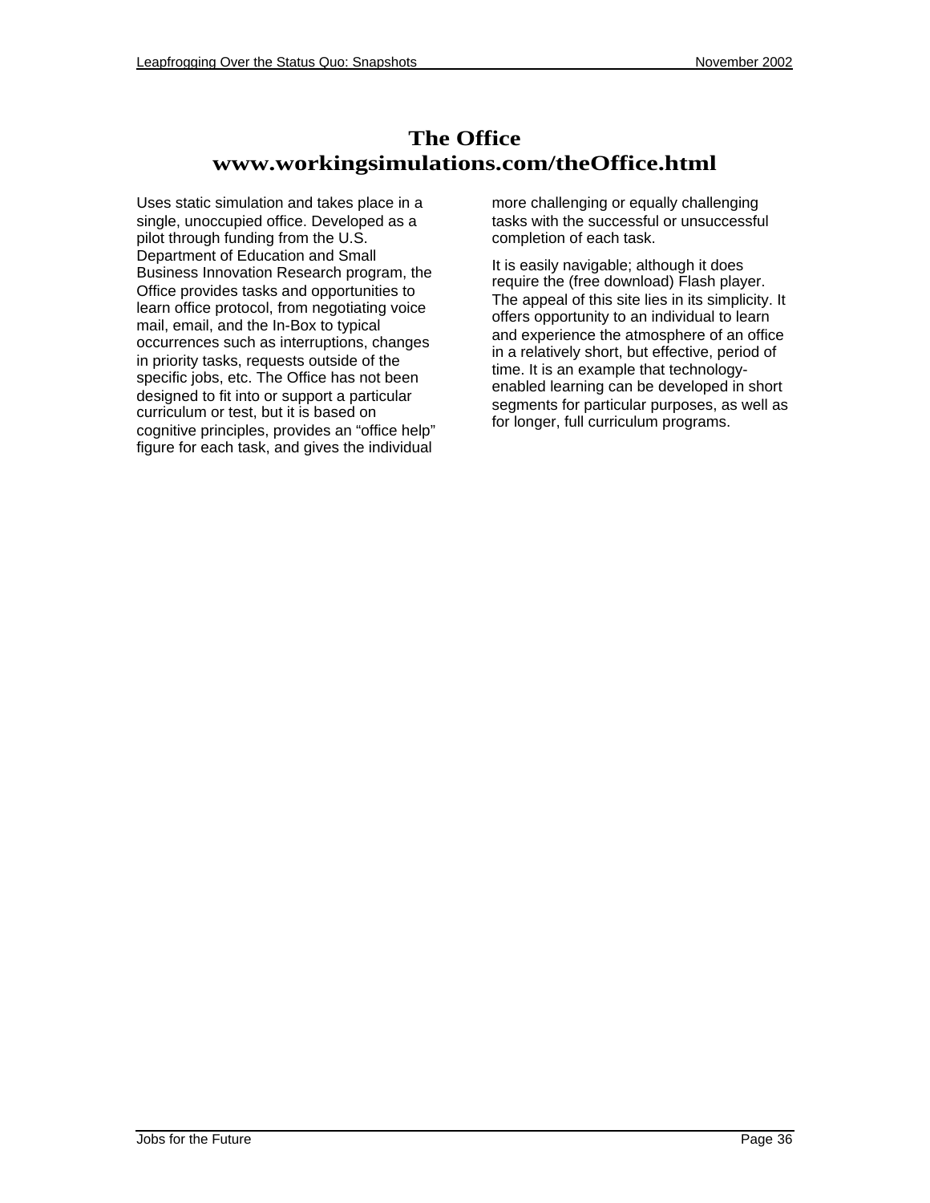## The Office
## www.workingsimulations.com/theOffice.html

Uses static simulation and takes place in a single, unoccupied office. Developed as a pilot through funding from the U.S. Department of Education and Small Business Innovation Research program, the Office provides tasks and opportunities to learn office protocol, from negotiating voice mail, email, and the In-Box to typical occurrences such as interruptions, changes in priority tasks, requests outside of the specific jobs, etc. The Office has not been designed to fit into or support a particular curriculum or test, but it is based on cognitive principles, provides an "office help" figure for each task, and gives the individual more challenging or equally challenging tasks with the successful or unsuccessful completion of each task.

It is easily navigable; although it does require the (free download) Flash player. The appeal of this site lies in its simplicity. It offers opportunity to an individual to learn and experience the atmosphere of an office in a relatively short, but effective, period of time. It is an example that technology-enabled learning can be developed in short segments for particular purposes, as well as for longer, full curriculum programs.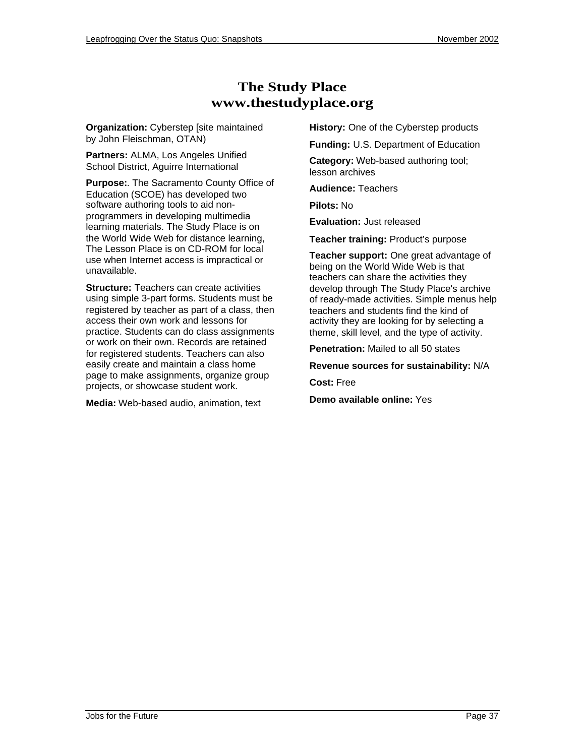# The Study Place
# www.thestudyplace.org

**Organization:** Cyberstep [site maintained by John Fleischman, OTAN)

**Partners:** ALMA, Los Angeles Unified School District, Aguirre International

**Purpose:**. The Sacramento County Office of Education (SCOE) has developed two software authoring tools to aid non-programmers in developing multimedia learning materials. The Study Place is on the World Wide Web for distance learning, The Lesson Place is on CD-ROM for local use when Internet access is impractical or unavailable.

**Structure:** Teachers can create activities using simple 3-part forms. Students must be registered by teacher as part of a class, then access their own work and lessons for practice. Students can do class assignments or work on their own. Records are retained for registered students. Teachers can also easily create and maintain a class home page to make assignments, organize group projects, or showcase student work.

**Media:** Web-based audio, animation, text

**History:** One of the Cyberstep products

**Funding:** U.S. Department of Education

**Category:** Web-based authoring tool; lesson archives

**Audience:** Teachers

**Pilots:** No

**Evaluation:** Just released

**Teacher training:** Product's purpose

**Teacher support:** One great advantage of being on the World Wide Web is that teachers can share the activities they develop through The Study Place's archive of ready-made activities. Simple menus help teachers and students find the kind of activity they are looking for by selecting a theme, skill level, and the type of activity.

**Penetration:** Mailed to all 50 states

**Revenue sources for sustainability:** N/A

**Cost:** Free

**Demo available online:** Yes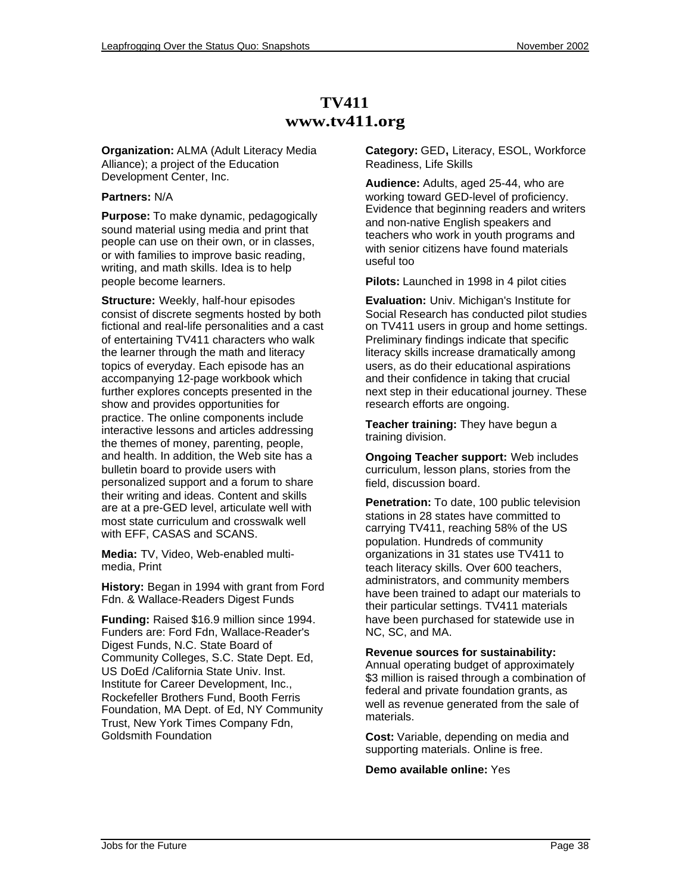# TV411
## www.tv411.org

**Organization:** ALMA (Adult Literacy Media Alliance); a project of the Education Development Center, Inc.

**Partners:** N/A

**Purpose:** To make dynamic, pedagogically sound material using media and print that people can use on their own, or in classes, or with families to improve basic reading, writing, and math skills. Idea is to help people become learners.

**Structure:** Weekly, half-hour episodes consist of discrete segments hosted by both fictional and real-life personalities and a cast of entertaining TV411 characters who walk the learner through the math and literacy topics of everyday. Each episode has an accompanying 12-page workbook which further explores concepts presented in the show and provides opportunities for practice. The online components include interactive lessons and articles addressing the themes of money, parenting, people, and health. In addition, the Web site has a bulletin board to provide users with personalized support and a forum to share their writing and ideas. Content and skills are at a pre-GED level, articulate well with most state curriculum and crosswalk well with EFF, CASAS and SCANS.

**Media:** TV, Video, Web-enabled multi-media, Print

**History:** Began in 1994 with grant from Ford Fdn. & Wallace-Readers Digest Funds

**Funding:** Raised $16.9 million since 1994. Funders are: Ford Fdn, Wallace-Reader's Digest Funds, N.C. State Board of Community Colleges, S.C. State Dept. Ed, US DoEd /California State Univ. Inst. Institute for Career Development, Inc., Rockefeller Brothers Fund, Booth Ferris Foundation, MA Dept. of Ed, NY Community Trust, New York Times Company Fdn, Goldsmith Foundation

**Category:** GED**,** Literacy, ESOL, Workforce Readiness, Life Skills

**Audience:** Adults, aged 25-44, who are working toward GED-level of proficiency. Evidence that beginning readers and writers and non-native English speakers and teachers who work in youth programs and with senior citizens have found materials useful too

**Pilots:** Launched in 1998 in 4 pilot cities

**Evaluation:** Univ. Michigan's Institute for Social Research has conducted pilot studies on TV411 users in group and home settings. Preliminary findings indicate that specific literacy skills increase dramatically among users, as do their educational aspirations and their confidence in taking that crucial next step in their educational journey. These research efforts are ongoing.

**Teacher training:** They have begun a training division.

**Ongoing Teacher support:** Web includes curriculum, lesson plans, stories from the field, discussion board.

**Penetration:** To date, 100 public television stations in 28 states have committed to carrying TV411, reaching 58% of the US population. Hundreds of community organizations in 31 states use TV411 to teach literacy skills. Over 600 teachers, administrators, and community members have been trained to adapt our materials to their particular settings. TV411 materials have been purchased for statewide use in NC, SC, and MA.

**Revenue sources for sustainability:** Annual operating budget of approximately $3 million is raised through a combination of federal and private foundation grants, as well as revenue generated from the sale of materials.

**Cost:** Variable, depending on media and supporting materials. Online is free.

**Demo available online:** Yes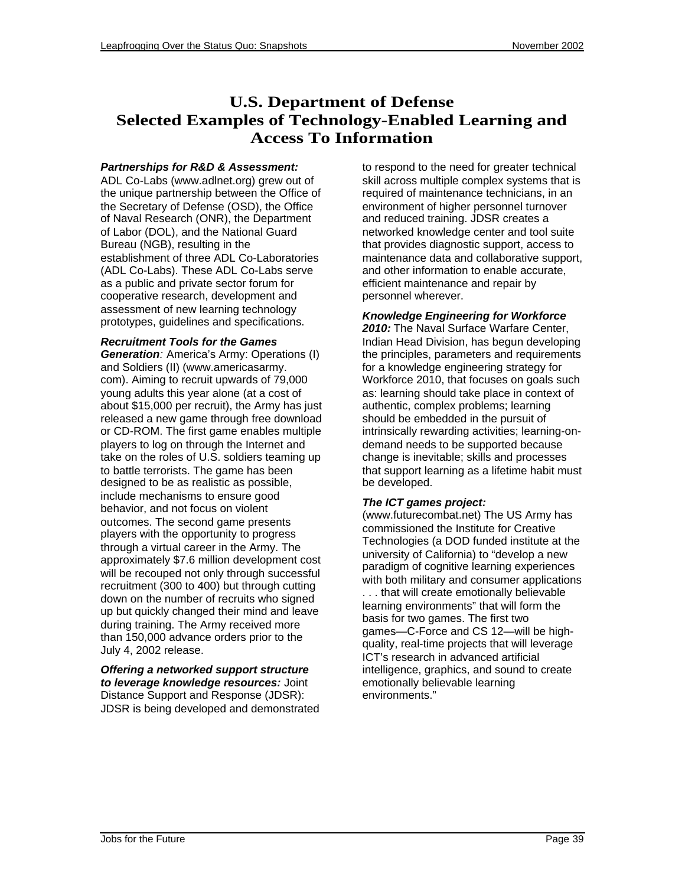# U.S. Department of Defense
# Selected Examples of Technology-Enabled Learning and Access To Information

***Partnerships for R&D & Assessment:*** ADL Co-Labs (www.adlnet.org) grew out of the unique partnership between the Office of the Secretary of Defense (OSD), the Office of Naval Research (ONR), the Department of Labor (DOL), and the National Guard Bureau (NGB), resulting in the establishment of three ADL Co-Laboratories (ADL Co-Labs). These ADL Co-Labs serve as a public and private sector forum for cooperative research, development and assessment of new learning technology prototypes, guidelines and specifications.

***Recruitment Tools for the Games Generation**:* America's Army: Operations (I) and Soldiers (II) (www.americasarmy.com). Aiming to recruit upwards of 79,000 young adults this year alone (at a cost of about $15,000 per recruit), the Army has just released a new game through free download or CD-ROM. The first game enables multiple players to log on through the Internet and take on the roles of U.S. soldiers teaming up to battle terrorists. The game has been designed to be as realistic as possible, include mechanisms to ensure good behavior, and not focus on violent outcomes. The second game presents players with the opportunity to progress through a virtual career in the Army. The approximately $7.6 million development cost will be recouped not only through successful recruitment (300 to 400) but through cutting down on the number of recruits who signed up but quickly changed their mind and leave during training. The Army received more than 150,000 advance orders prior to the July 4, 2002 release.

***Offering a networked support structure to leverage knowledge resources:*** Joint Distance Support and Response (JDSR): JDSR is being developed and demonstrated to respond to the need for greater technical skill across multiple complex systems that is required of maintenance technicians, in an environment of higher personnel turnover and reduced training. JDSR creates a networked knowledge center and tool suite that provides diagnostic support, access to maintenance data and collaborative support, and other information to enable accurate, efficient maintenance and repair by personnel wherever.

***Knowledge Engineering for Workforce 2010:*** The Naval Surface Warfare Center, Indian Head Division, has begun developing the principles, parameters and requirements for a knowledge engineering strategy for Workforce 2010, that focuses on goals such as: learning should take place in context of authentic, complex problems; learning should be embedded in the pursuit of intrinsically rewarding activities; learning-on-demand needs to be supported because change is inevitable; skills and processes that support learning as a lifetime habit must be developed.

***The ICT games project:*** (www.futurecombat.net) The US Army has commissioned the Institute for Creative Technologies (a DOD funded institute at the university of California) to "develop a new paradigm of cognitive learning experiences with both military and consumer applications . . . that will create emotionally believable learning environments" that will form the basis for two games. The first two games—C-Force and CS 12—will be high-quality, real-time projects that will leverage ICT's research in advanced artificial intelligence, graphics, and sound to create emotionally believable learning environments."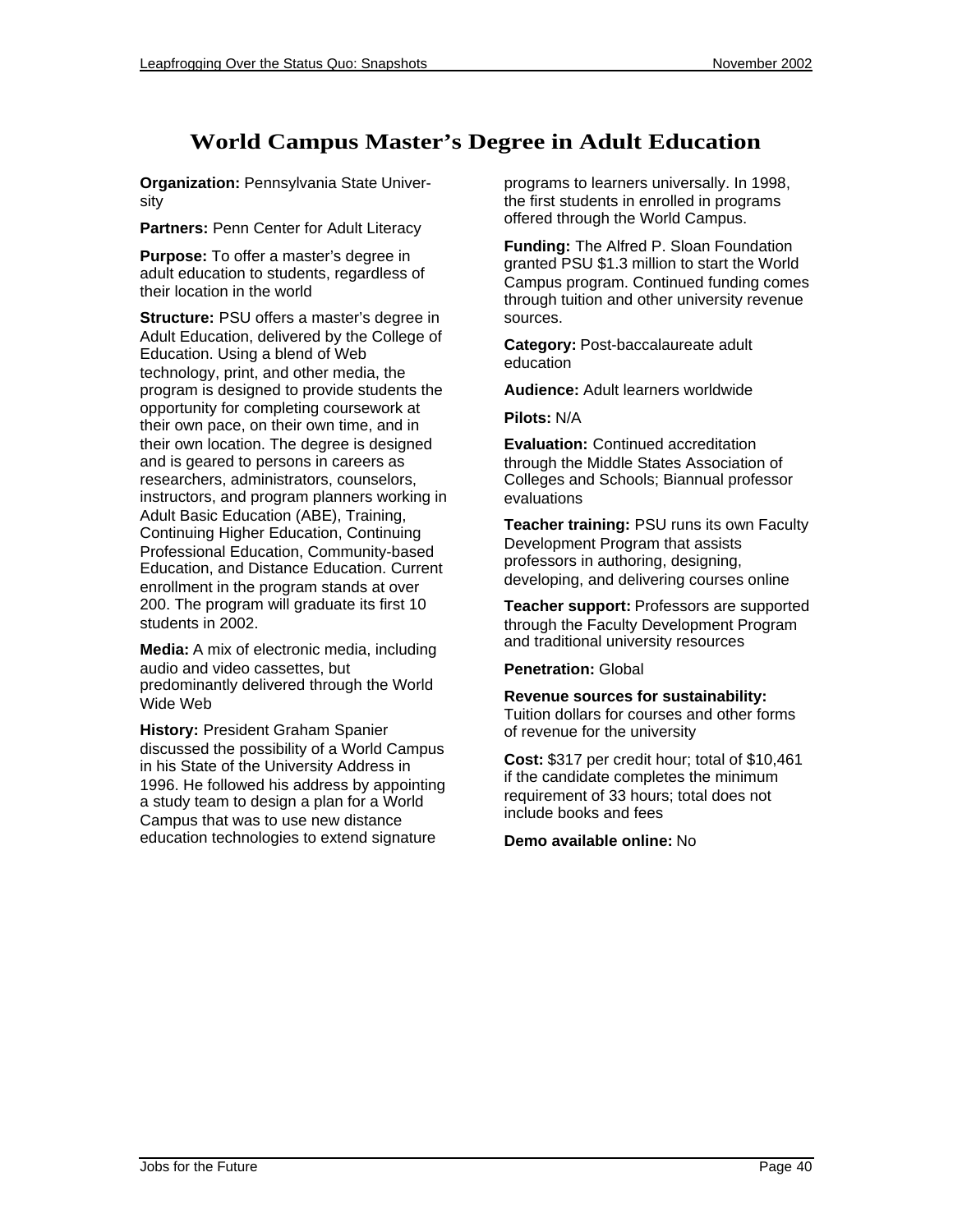# World Campus Master's Degree in Adult Education

**Organization:** Pennsylvania State University

**Partners:** Penn Center for Adult Literacy

**Purpose:** To offer a master's degree in adult education to students, regardless of their location in the world

**Structure:** PSU offers a master's degree in Adult Education, delivered by the College of Education. Using a blend of Web technology, print, and other media, the program is designed to provide students the opportunity for completing coursework at their own pace, on their own time, and in their own location. The degree is designed and is geared to persons in careers as researchers, administrators, counselors, instructors, and program planners working in Adult Basic Education (ABE), Training, Continuing Higher Education, Continuing Professional Education, Community-based Education, and Distance Education. Current enrollment in the program stands at over 200. The program will graduate its first 10 students in 2002.

**Media:** A mix of electronic media, including audio and video cassettes, but predominantly delivered through the World Wide Web

**History:** President Graham Spanier discussed the possibility of a World Campus in his State of the University Address in 1996. He followed his address by appointing a study team to design a plan for a World Campus that was to use new distance education technologies to extend signature programs to learners universally. In 1998, the first students in enrolled in programs offered through the World Campus.

**Funding:** The Alfred P. Sloan Foundation granted PSU $1.3 million to start the World Campus program. Continued funding comes through tuition and other university revenue sources.

**Category:** Post-baccalaureate adult education

**Audience:** Adult learners worldwide

**Pilots:** N/A

**Evaluation:** Continued accreditation through the Middle States Association of Colleges and Schools; Biannual professor evaluations

**Teacher training:** PSU runs its own Faculty Development Program that assists professors in authoring, designing, developing, and delivering courses online

**Teacher support:** Professors are supported through the Faculty Development Program and traditional university resources

**Penetration:** Global

**Revenue sources for sustainability:** Tuition dollars for courses and other forms of revenue for the university

**Cost:** $317 per credit hour; total of $10,461 if the candidate completes the minimum requirement of 33 hours; total does not include books and fees

**Demo available online:** No